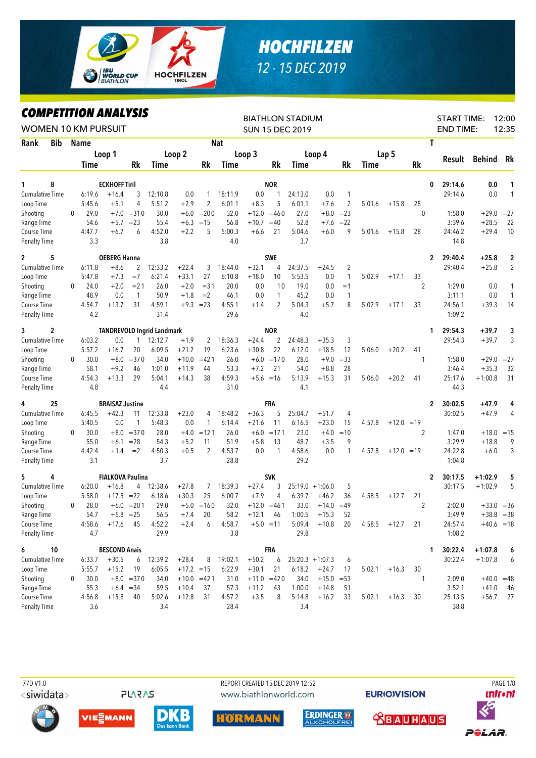# HOCHFILZEN

12 - 15 DEC 2019

## COMPETITION ANALYSIS

WOMEN 10 KM PURSUIT

BIATHLON STADIUM
SUN 15 DEC 2019

START TIME: 12:00
END TIME: 12:35

| Rank | Bib | Name | | Loop 1 Time | | Rk | Loop 2 Time | | Rk | Loop 3 Time | | Rk | Loop 4 Time | | Rk | Lap 5 Time | | Rk | T | Result | Behind | Rk |
|---|---|---|---|---|---|---|---|---|---|---|---|---|---|---|---|---|---|---|---|---|---|---|
| 1 | 8 | ECKHOFF Tiril | | | | | | | | NOR | | | | | | | | | 0 | 29:14.6 | 0.0 | 1 |
| | | Cumulative Time | | 6:19.6 | +16.4 | 3 | 12:10.8 | 0.0 | 1 | 18:11.9 | 0.0 | 1 | 24:13.0 | 0.0 | 1 | | | | | 29:14.6 | 0.0 | 1 |
| | | Loop Time | | 5:45.6 | +5.1 | 4 | 5:51.2 | +2.9 | 2 | 6:01.1 | +8.3 | 5 | 6:01.1 | +7.6 | 2 | 5:01.6 | +15.8 | 28 | | | | |
| | | Shooting | 0 | 29.0 | +7.0 | =31 0 | 30.0 | +6.0 | =20 0 | 32.0 | +12.0 | =46 0 | 27.0 | +8.0 | =23 | | | | 0 | 1:58.0 | +29.0 | =27 |
| | | Range Time | | 54.6 | +5.7 | =23 | 55.4 | +6.3 | =15 | 56.8 | +10.7 | =40 | 52.8 | +7.6 | =22 | | | | | 3:39.6 | +28.5 | 22 |
| | | Course Time | | 4:47.7 | +6.7 | 6 | 4:52.0 | +2.2 | 5 | 5:00.3 | +6.6 | 21 | 5:04.6 | +6.0 | 9 | 5:01.6 | +15.8 | 28 | | 24:46.2 | +29.4 | 10 |
| | | Penalty Time | | 3.3 | | | 3.8 | | | 4.0 | | | 3.7 | | | | | | | 14.8 | | |
| 2 | 5 | OEBERG Hanna | | | | | | | | SWE | | | | | | | | | 2 | 29:40.4 | +25.8 | 2 |
| | | Cumulative Time | | 6:11.8 | +8.6 | 2 | 12:33.2 | +22.4 | 3 | 18:44.0 | +32.1 | 4 | 24:37.5 | +24.5 | 2 | | | | | 29:40.4 | +25.8 | 2 |
| | | Loop Time | | 5:47.8 | +7.3 | =7 | 6:21.4 | +33.1 | 27 | 6:10.8 | +18.0 | 10 | 5:53.5 | 0.0 | 1 | 5:02.9 | +17.1 | 33 | | | | |
| | | Shooting | 0 | 24.0 | +2.0 | =21 | 26.0 | +2.0 | =31 | 20.0 | 0.0 | 1 0 | 19.0 | 0.0 | =1 | | | | 2 | 1:29.0 | 0.0 | 1 |
| | | Range Time | | 48.9 | 0.0 | 1 | 50.9 | +1.8 | =2 | 46.1 | 0.0 | 1 | 45.2 | 0.0 | 1 | | | | | 3:11.1 | 0.0 | 1 |
| | | Course Time | | 4:54.7 | +13.7 | 31 | 4:59.1 | +9.3 | =23 | 4:55.1 | +1.4 | 2 | 5:04.3 | +5.7 | 8 | 5:02.9 | +17.1 | 33 | | 24:56.1 | +39.3 | 14 |
| | | Penalty Time | | 4.2 | | | 31.4 | | | 29.6 | | | 4.0 | | | | | | | 1:09.2 | | |
| 3 | 2 | TANDREVOLD Ingrid Landmark | | | | | | | | NOR | | | | | | | | | 1 | 29:54.3 | +39.7 | 3 |
| | | Cumulative Time | | 6:03.2 | 0.0 | 1 | 12:12.7 | +1.9 | 2 | 18:36.3 | +24.4 | 2 | 24:48.3 | +35.3 | 3 | | | | | 29:54.3 | +39.7 | 3 |
| | | Loop Time | | 5:57.2 | +16.7 | 20 | 6:09.5 | +21.2 | 19 | 6:23.6 | +30.8 | 22 | 6:12.0 | +18.5 | 12 | 5:06.0 | +20.2 | 41 | | | | |
| | | Shooting | 0 | 30.0 | +8.0 | =37 0 | 34.0 | +10.0 | =42 1 | 26.0 | +6.0 | =17 0 | 28.0 | +9.0 | =33 | | | | 1 | 1:58.0 | +29.0 | =27 |
| | | Range Time | | 58.1 | +9.2 | 46 | 1:01.0 | +11.9 | 44 | 53.3 | +7.2 | 21 | 54.0 | +8.8 | 28 | | | | | 3:46.4 | +35.3 | 32 |
| | | Course Time | | 4:54.3 | +13.3 | 29 | 5:04.1 | +14.3 | 38 | 4:59.3 | +5.6 | =16 | 5:13.9 | +15.3 | 31 | 5:06.0 | +20.2 | 41 | | 25:17.6 | +1:00.8 | 31 |
| | | Penalty Time | | 4.8 | | | 4.4 | | | 31.0 | | | 4.1 | | | | | | | 44.3 | | |
| 4 | 25 | BRAISAZ Justine | | | | | | | | FRA | | | | | | | | | 2 | 30:02.5 | +47.9 | 4 |
| | | Cumulative Time | | 6:45.5 | +42.3 | 11 | 12:33.8 | +23.0 | 4 | 18:48.2 | +36.3 | 5 | 25:04.7 | +51.7 | 4 | | | | | 30:02.5 | +47.9 | 4 |
| | | Loop Time | | 5:40.5 | 0.0 | 1 | 5:48.3 | 0.0 | 1 | 6:14.4 | +21.6 | 11 | 6:16.5 | +23.0 | 15 | 4:57.8 | +12.0 | =19 | | | | |
| | | Shooting | 0 | 30.0 | +8.0 | =37 0 | 28.0 | +4.0 | =12 1 | 26.0 | +6.0 | =17 1 | 23.0 | +4.0 | =10 | | | | 2 | 1:47.0 | +18.0 | =15 |
| | | Range Time | | 55.0 | +6.1 | =28 | 54.3 | +5.2 | 11 | 51.9 | +5.8 | 13 | 48.7 | +3.5 | 9 | | | | | 3:29.9 | +18.8 | 9 |
| | | Course Time | | 4:42.4 | +1.4 | =2 | 4:50.3 | +0.5 | 2 | 4:53.7 | 0.0 | 1 | 4:58.6 | 0.0 | 1 | 4:57.8 | +12.0 | =19 | | 24:22.8 | +6.0 | 3 |
| | | Penalty Time | | 3.1 | | | 3.7 | | | 28.8 | | | 29.2 | | | | | | | 1:04.8 | | |
| 5 | 4 | FIALKOVA Paulina | | | | | | | | SVK | | | | | | | | | 2 | 30:17.5 | +1:02.9 | 5 |
| | | Cumulative Time | | 6:20.0 | +16.8 | 4 | 12:38.6 | +27.8 | 7 | 18:39.3 | +27.4 | 3 | 25:19.0 | +1:06.0 | 5 | | | | | 30:17.5 | +1:02.9 | 5 |
| | | Loop Time | | 5:58.0 | +17.5 | =22 | 6:18.6 | +30.3 | 25 | 6:00.7 | +7.9 | 4 | 6:39.7 | +46.2 | 36 | 4:58.5 | +12.7 | 21 | | | | |
| | | Shooting | 0 | 28.0 | +6.0 | =20 1 | 29.0 | +5.0 | =16 0 | 32.0 | +12.0 | =46 1 | 33.0 | +14.0 | =49 | | | | 2 | 2:02.0 | +33.0 | =36 |
| | | Range Time | | 54.7 | +5.8 | =25 | 56.5 | +7.4 | 20 | 58.2 | +12.1 | 46 | 1:00.5 | +15.3 | 52 | | | | | 3:49.9 | +38.8 | =38 |
| | | Course Time | | 4:58.6 | +17.6 | 45 | 4:52.2 | +2.4 | 6 | 4:58.7 | +5.0 | =11 | 5:09.4 | +10.8 | 20 | 4:58.5 | +12.7 | 21 | | 24:57.4 | +40.6 | =18 |
| | | Penalty Time | | 4.7 | | | 29.9 | | | 3.8 | | | 29.8 | | | | | | | 1:08.2 | | |
| 6 | 10 | BESCOND Anais | | | | | | | | FRA | | | | | | | | | 1 | 30:22.4 | +1:07.8 | 6 |
| | | Cumulative Time | | 6:33.7 | +30.5 | 6 | 12:39.2 | +28.4 | 8 | 19:02.1 | +50.2 | 6 | 25:20.3 | +1:07.3 | 6 | | | | | 30:22.4 | +1:07.8 | 6 |
| | | Loop Time | | 5:55.7 | +15.2 | 19 | 6:05.5 | +17.2 | =15 | 6:22.9 | +30.1 | 21 | 6:18.2 | +24.7 | 17 | 5:02.1 | +16.3 | 30 | | | | |
| | | Shooting | 0 | 30.0 | +8.0 | =37 0 | 34.0 | +10.0 | =42 1 | 31.0 | +11.0 | =42 0 | 34.0 | +15.0 | =53 | | | | 1 | 2:09.0 | +40.0 | =48 |
| | | Range Time | | 55.3 | +6.4 | =34 | 59.5 | +10.4 | 37 | 57.3 | +11.2 | 43 | 1:00.0 | +14.8 | 51 | | | | | 3:52.1 | +41.0 | 46 |
| | | Course Time | | 4:56.8 | +15.8 | 40 | 5:02.6 | +12.8 | 31 | 4:57.2 | +3.5 | 8 | 5:14.8 | +16.2 | 33 | 5:02.1 | +16.3 | 30 | | 25:13.5 | +56.7 | 27 |
| | | Penalty Time | | 3.6 | | | 3.4 | | | 28.4 | | | 3.4 | | | | | | | 38.8 | | |

77D V1.0
REPORT CREATED 15 DEC 2019 12:52
www.biathlonworld.com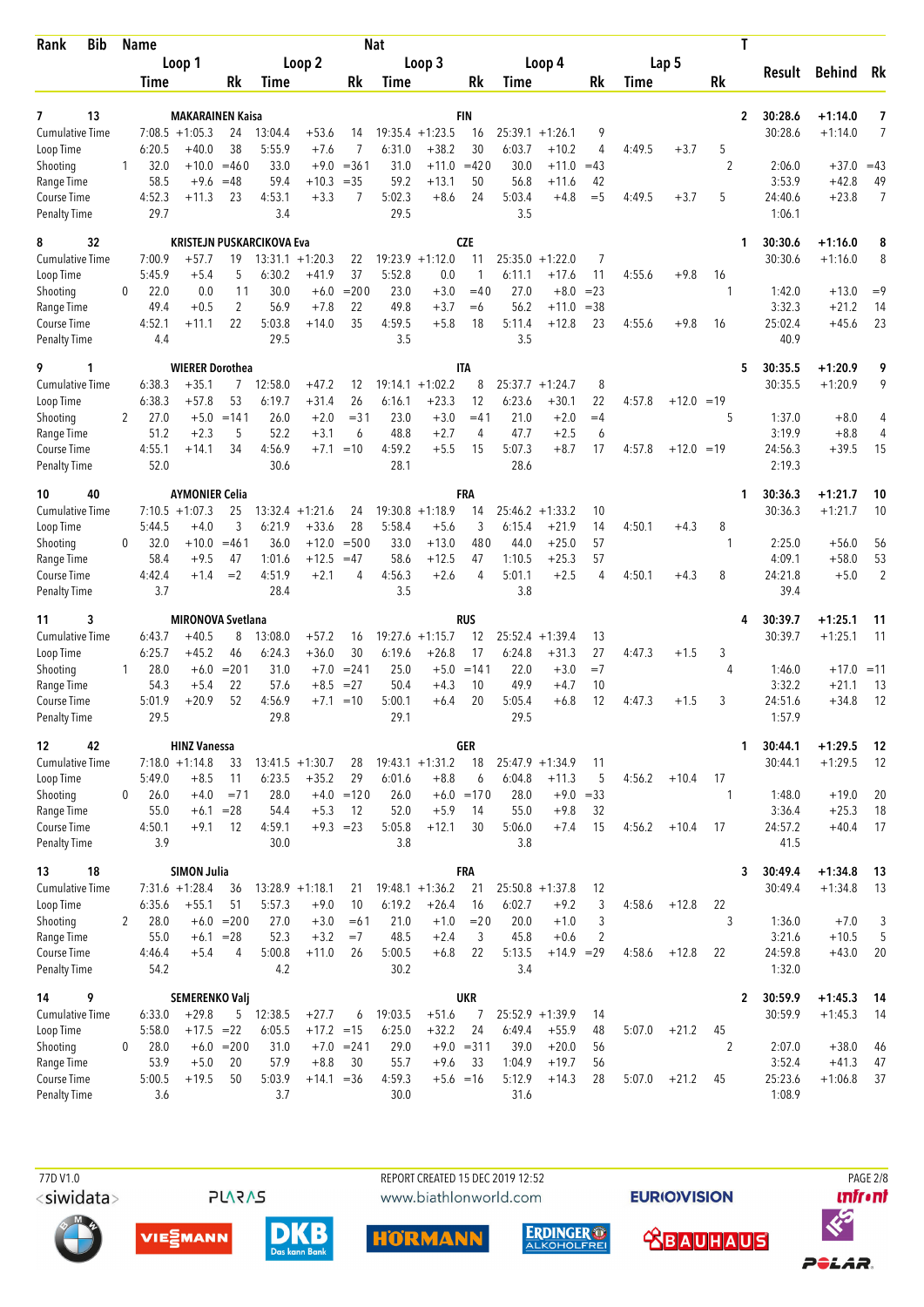| Rank | Bib | Name | | | Nat | | | | | | | | | | | | T | Result | Behind | Rk |
|---|---|---|---|---|---|---|---|---|---|---|---|---|---|---|---|---|---|---|---|---|
| | | Loop 1 | | | Loop 2 | | | Loop 3 | | | Loop 4 | | | Lap 5 | | | | | | |
| | | Time | | Rk | Time | | Rk | Time | | Rk | Time | | Rk | Time | | Rk | | | | |
| 7 | 13 | MAKARAINEN Kaisa | | | | | | FIN | | | | | | | | | 2 | 30:28.6 | +1:14.0 | 7 |
| Cumulative Time | | 7:08.5 | +1:05.3 | 24 | 13:04.4 | +53.6 | 14 | 19:35.4 | +1:23.5 | 16 | 25:39.1 | +1:26.1 | 9 | | | | | 30:28.6 | +1:14.0 | 7 |
| Loop Time | | 6:20.5 | +40.0 | 38 | 5:55.9 | +7.6 | 7 | 6:31.0 | +38.2 | 30 | 6:03.7 | +10.2 | 4 | 4:49.5 | +3.7 | 5 | | | | |
| Shooting | 1 | 32.0 | +10.0 | =46 0 | 33.0 | +9.0 | =36 1 | 31.0 | +11.0 | =42 0 | 30.0 | +11.0 | =43 | | | | 2 | 2:06.0 | +37.0 | =43 |
| Range Time | | 58.5 | +9.6 | =48 | 59.4 | +10.3 | =35 | 59.2 | +13.1 | 50 | 56.8 | +11.6 | 42 | | | | | 3:53.9 | +42.8 | 49 |
| Course Time | | 4:52.3 | +11.3 | 23 | 4:53.1 | +3.3 | 7 | 5:02.3 | +8.6 | 24 | 5:03.4 | +4.8 | =5 | 4:49.5 | +3.7 | 5 | | 24:40.6 | +23.8 | 7 |
| Penalty Time | | 29.7 | | | 3.4 | | | 29.5 | | | 3.5 | | | | | | | 1:06.1 | | |
| 8 | 32 | KRISTEJN PUSKARCIKOVA Eva | | | | | | CZE | | | | | | | | | 1 | 30:30.6 | +1:16.0 | 8 |
| Cumulative Time | | 7:00.9 | +57.7 | 19 | 13:31.1 | +1:20.3 | 22 | 19:23.9 | +1:12.0 | 11 | 25:35.0 | +1:22.0 | 7 | | | | | 30:30.6 | +1:16.0 | 8 |
| Loop Time | | 5:45.9 | +5.4 | 5 | 6:30.2 | +41.9 | 37 | 5:52.8 | 0.0 | 1 | 6:11.1 | +17.6 | 11 | 4:55.6 | +9.8 | 16 | | | | |
| Shooting | 0 | 22.0 | 0.0 | 1 1 | 30.0 | +6.0 | =20 0 | 23.0 | +3.0 | =4 0 | 27.0 | +8.0 | =23 | | | | 1 | 1:42.0 | +13.0 | =9 |
| Range Time | | 49.4 | +0.5 | 2 | 56.9 | +7.8 | 22 | 49.8 | +3.7 | =6 | 56.2 | +11.0 | =38 | | | | | 3:32.3 | +21.2 | 14 |
| Course Time | | 4:52.1 | +11.1 | 22 | 5:03.8 | +14.0 | 35 | 4:59.5 | +5.8 | 18 | 5:11.4 | +12.8 | 23 | 4:55.6 | +9.8 | 16 | | 25:02.4 | +45.6 | 23 |
| Penalty Time | | 4.4 | | | 29.5 | | | 3.5 | | | 3.5 | | | | | | | 40.9 | | |
| 9 | 1 | WIERER Dorothea | | | | | | ITA | | | | | | | | | 5 | 30:35.5 | +1:20.9 | 9 |
| Cumulative Time | | 6:38.3 | +35.1 | 7 | 12:58.0 | +47.2 | 12 | 19:14.1 | +1:02.2 | 8 | 25:37.7 | +1:24.7 | 8 | | | | | 30:35.5 | +1:20.9 | 9 |
| Loop Time | | 6:38.3 | +57.8 | 53 | 6:19.7 | +31.4 | 26 | 6:16.1 | +23.3 | 12 | 6:23.6 | +30.1 | 22 | 4:57.8 | +12.0 | =19 | | | | |
| Shooting | 2 | 27.0 | +5.0 | =14 1 | 26.0 | +2.0 | =3 1 | 23.0 | +3.0 | =4 1 | 21.0 | +2.0 | =4 | | | | 5 | 1:37.0 | +8.0 | 4 |
| Range Time | | 51.2 | +2.3 | 5 | 52.2 | +3.1 | 6 | 48.8 | +2.7 | 4 | 47.7 | +2.5 | 6 | | | | | 3:19.9 | +8.8 | 4 |
| Course Time | | 4:55.1 | +14.1 | 34 | 4:56.9 | +7.1 | =10 | 4:59.2 | +5.5 | 15 | 5:07.3 | +8.7 | 17 | 4:57.8 | +12.0 | =19 | | 24:56.3 | +39.5 | 15 |
| Penalty Time | | 52.0 | | | 30.6 | | | 28.1 | | | 28.6 | | | | | | | 2:19.3 | | |
| 10 | 40 | AYMONIER Celia | | | | | | FRA | | | | | | | | | 1 | 30:36.3 | +1:21.7 | 10 |
| Cumulative Time | | 7:10.5 | +1:07.3 | 25 | 13:32.4 | +1:21.6 | 24 | 19:30.8 | +1:18.9 | 14 | 25:46.2 | +1:33.2 | 10 | | | | | 30:36.3 | +1:21.7 | 10 |
| Loop Time | | 5:44.5 | +4.0 | 3 | 6:21.9 | +33.6 | 28 | 5:58.4 | +5.6 | 3 | 6:15.4 | +21.9 | 14 | 4:50.1 | +4.3 | 8 | | | | |
| Shooting | 0 | 32.0 | +10.0 | =46 1 | 36.0 | +12.0 | =50 0 | 33.0 | +13.0 | 48 0 | 44.0 | +25.0 | 57 | | | | 1 | 2:25.0 | +56.0 | 56 |
| Range Time | | 58.4 | +9.5 | 47 | 1:01.6 | +12.5 | =47 | 58.6 | +12.5 | 47 | 1:10.5 | +25.3 | 57 | | | | | 4:09.1 | +58.0 | 53 |
| Course Time | | 4:42.4 | +1.4 | =2 | 4:51.9 | +2.1 | 4 | 4:56.3 | +2.6 | 4 | 5:01.1 | +2.5 | 4 | 4:50.1 | +4.3 | 8 | | 24:21.8 | +5.0 | 2 |
| Penalty Time | | 3.7 | | | 28.4 | | | 3.5 | | | 3.8 | | | | | | | 39.4 | | |
| 11 | 3 | MIRONOVA Svetlana | | | | | | RUS | | | | | | | | | 4 | 30:39.7 | +1:25.1 | 11 |
| Cumulative Time | | 6:43.7 | +40.5 | 8 | 13:08.0 | +57.2 | 16 | 19:27.6 | +1:15.7 | 12 | 25:52.4 | +1:39.4 | 13 | | | | | 30:39.7 | +1:25.1 | 11 |
| Loop Time | | 6:25.7 | +45.2 | 46 | 6:24.3 | +36.0 | 30 | 6:19.6 | +26.8 | 17 | 6:24.8 | +31.3 | 27 | 4:47.3 | +1.5 | 3 | | | | |
| Shooting | 1 | 28.0 | +6.0 | =20 1 | 31.0 | +7.0 | =24 1 | 25.0 | +5.0 | =14 1 | 22.0 | +3.0 | =7 | | | | 4 | 1:46.0 | +17.0 | =11 |
| Range Time | | 54.3 | +5.4 | 22 | 57.6 | +8.5 | =27 | 50.4 | +4.3 | 10 | 49.9 | +4.7 | 10 | | | | | 3:32.2 | +21.1 | 13 |
| Course Time | | 5:01.9 | +20.9 | 52 | 4:56.9 | +7.1 | =10 | 5:00.1 | +6.4 | 20 | 5:05.4 | +6.8 | 12 | 4:47.3 | +1.5 | 3 | | 24:51.6 | +34.8 | 12 |
| Penalty Time | | 29.5 | | | 29.8 | | | 29.1 | | | 29.5 | | | | | | | 1:57.9 | | |
| 12 | 42 | HINZ Vanessa | | | | | | GER | | | | | | | | | 1 | 30:44.1 | +1:29.5 | 12 |
| Cumulative Time | | 7:18.0 | +1:14.8 | 33 | 13:41.5 | +1:30.7 | 28 | 19:43.1 | +1:31.2 | 18 | 25:47.9 | +1:34.9 | 11 | | | | | 30:44.1 | +1:29.5 | 12 |
| Loop Time | | 5:49.0 | +8.5 | 11 | 6:23.5 | +35.2 | 29 | 6:01.6 | +8.8 | 6 | 6:04.8 | +11.3 | 5 | 4:56.2 | +10.4 | 17 | | | | |
| Shooting | 0 | 26.0 | +4.0 | =7 1 | 28.0 | +4.0 | =12 0 | 26.0 | +6.0 | =17 0 | 28.0 | +9.0 | =33 | | | | 1 | 1:48.0 | +19.0 | 20 |
| Range Time | | 55.0 | +6.1 | =28 | 54.4 | +5.3 | 12 | 52.0 | +5.9 | 14 | 55.0 | +9.8 | 32 | | | | | 3:36.4 | +25.3 | 18 |
| Course Time | | 4:50.1 | +9.1 | 12 | 4:59.1 | +9.3 | =23 | 5:05.8 | +12.1 | 30 | 5:06.0 | +7.4 | 15 | 4:56.2 | +10.4 | 17 | | 24:57.2 | +40.4 | 17 |
| Penalty Time | | 3.9 | | | 30.0 | | | 3.8 | | | 3.8 | | | | | | | 41.5 | | |
| 13 | 18 | SIMON Julia | | | | | | FRA | | | | | | | | | 3 | 30:49.4 | +1:34.8 | 13 |
| Cumulative Time | | 7:31.6 | +1:28.4 | 36 | 13:28.9 | +1:18.1 | 21 | 19:48.1 | +1:36.2 | 21 | 25:50.8 | +1:37.8 | 12 | | | | | 30:49.4 | +1:34.8 | 13 |
| Loop Time | | 6:35.6 | +55.1 | 51 | 5:57.3 | +9.0 | 10 | 6:19.2 | +26.4 | 16 | 6:02.7 | +9.2 | 3 | 4:58.6 | +12.8 | 22 | | | | |
| Shooting | 2 | 28.0 | +6.0 | =20 0 | 27.0 | +3.0 | =6 1 | 21.0 | +1.0 | =2 0 | 20.0 | +1.0 | 3 | | | | 3 | 1:36.0 | +7.0 | 3 |
| Range Time | | 55.0 | +6.1 | =28 | 52.3 | +3.2 | =7 | 48.5 | +2.4 | 3 | 45.8 | +0.6 | 2 | | | | | 3:21.6 | +10.5 | 5 |
| Course Time | | 4:46.4 | +5.4 | 4 | 5:00.8 | +11.0 | 26 | 5:00.5 | +6.8 | 22 | 5:13.5 | +14.9 | =29 | 4:58.6 | +12.8 | 22 | | 24:59.8 | +43.0 | 20 |
| Penalty Time | | 54.2 | | | 4.2 | | | 30.2 | | | 3.4 | | | | | | | 1:32.0 | | |
| 14 | 9 | SEMERENKO Valj | | | | | | UKR | | | | | | | | | 2 | 30:59.9 | +1:45.3 | 14 |
| Cumulative Time | | 6:33.0 | +29.8 | 5 | 12:38.5 | +27.7 | 6 | 19:03.5 | +51.6 | 7 | 25:52.9 | +1:39.9 | 14 | | | | | 30:59.9 | +1:45.3 | 14 |
| Loop Time | | 5:58.0 | +17.5 | =22 | 6:05.5 | +17.2 | =15 | 6:25.0 | +32.2 | 24 | 6:49.4 | +55.9 | 48 | 5:07.0 | +21.2 | 45 | | | | |
| Shooting | 0 | 28.0 | +6.0 | =20 0 | 31.0 | +7.0 | =24 1 | 29.0 | +9.0 | =31 1 | 39.0 | +20.0 | 56 | | | | 2 | 2:07.0 | +38.0 | 46 |
| Range Time | | 53.9 | +5.0 | 20 | 57.9 | +8.8 | 30 | 55.7 | +9.6 | 33 | 1:04.9 | +19.7 | 56 | | | | | 3:52.4 | +41.3 | 47 |
| Course Time | | 5:00.5 | +19.5 | 50 | 5:03.9 | +14.1 | =36 | 4:59.3 | +5.6 | =16 | 5:12.9 | +14.3 | 28 | 5:07.0 | +21.2 | 45 | | 25:23.6 | +1:06.8 | 37 |
| Penalty Time | | 3.6 | | | 3.7 | | | 30.0 | | | 31.6 | | | | | | | 1:08.9 | | |

77D V1.0 — REPORT CREATED 15 DEC 2019 12:52 — www.biathlonworld.com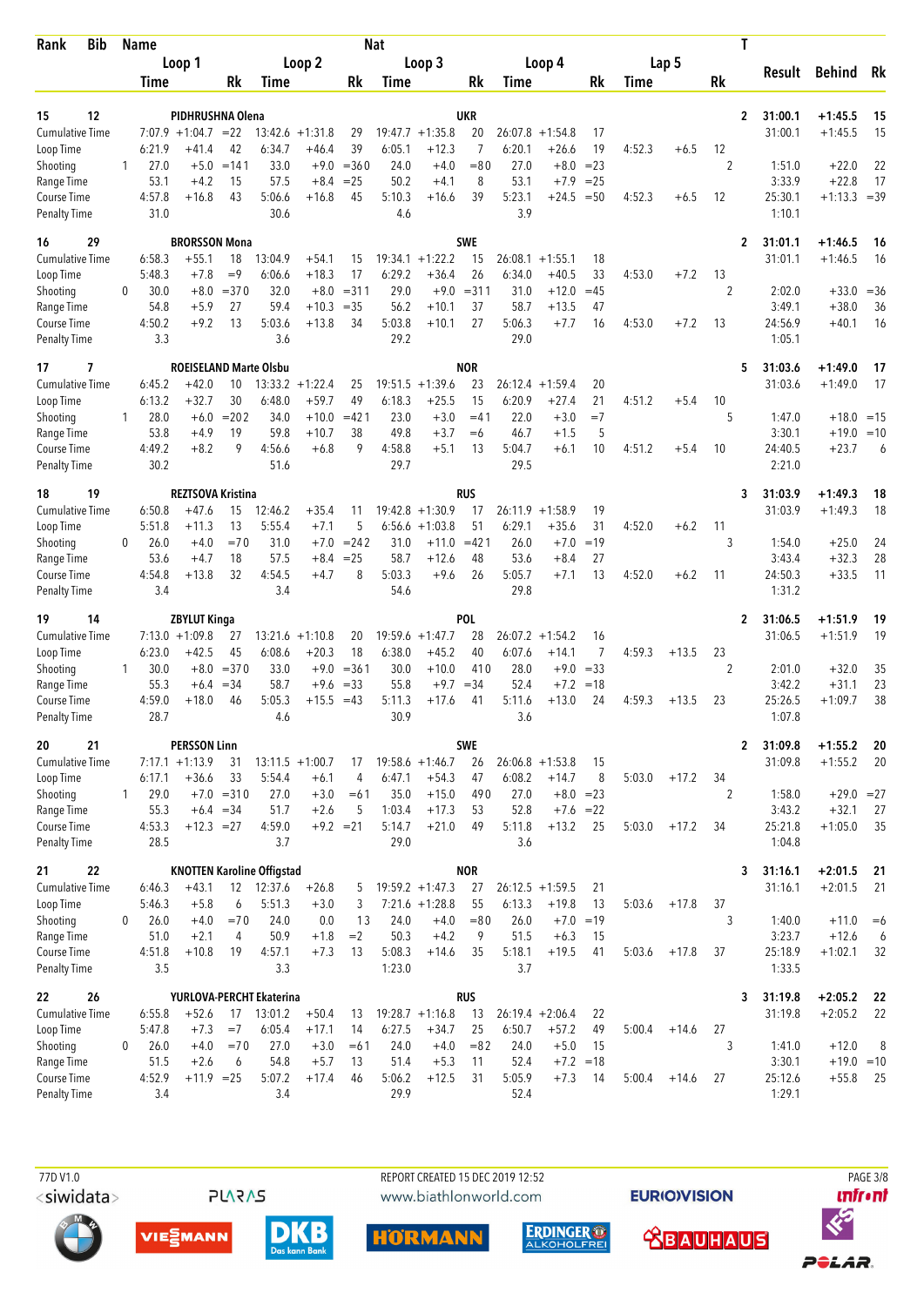| Rank | Bib | Name | | | | | Nat | | | | | | | | | T | Result | Behind | Rk |
|---|---|---|---|---|---|---|---|---|---|---|---|---|---|---|---|---|---|---|---|
| | | Loop 1 | | | Loop 2 | | | Loop 3 | | | Loop 4 | | | Lap 5 | | | | | |
| | | Time | | Rk | Time | | Rk | Time | | Rk | Time | | Rk | Time | | Rk | | | |
| 15 | 12 | PIDHRUSHNA Olena | | | | | UKR | | | | | | | | | 2 | 31:00.1 | +1:45.5 | 15 |
| Cumulative Time | | 7:07.9 | +1:04.7 | =22 | 13:42.6 | +1:31.8 | 29 | 19:47.7 | +1:35.8 | 20 | 26:07.8 | +1:54.8 | 17 | | | | 31:00.1 | +1:45.5 | 15 |
| Loop Time | | 6:21.9 | +41.4 | 42 | 6:34.7 | +46.4 | 39 | 6:05.1 | +12.3 | 7 | 6:20.1 | +26.6 | 19 | 4:52.3 | +6.5 | 12 | | | |
| Shooting | 1 | 27.0 | +5.0 | =141 | 33.0 | +9.0 | =360 | 24.0 | +4.0 | =80 | 27.0 | +8.0 | =23 | | | 2 | 1:51.0 | +22.0 | 22 |
| Range Time | | 53.1 | +4.2 | 15 | 57.5 | +8.4 | =25 | 50.2 | +4.1 | 8 | 53.1 | +7.9 | =25 | | | | 3:33.9 | +22.8 | 17 |
| Course Time | | 4:57.8 | +16.8 | 43 | 5:06.6 | +16.8 | 45 | 5:10.3 | +16.6 | 39 | 5:23.1 | +24.5 | =50 | 4:52.3 | +6.5 | 12 | 25:30.1 | +1:13.3 | =39 |
| Penalty Time | | 31.0 | | | 30.6 | | | 4.6 | | | 3.9 | | | | | | 1:10.1 | | |
| 16 | 29 | BRORSSON Mona | | | | | SWE | | | | | | | | | 2 | 31:01.1 | +1:46.5 | 16 |
| Cumulative Time | | 6:58.3 | +55.1 | 18 | 13:04.9 | +54.1 | 15 | 19:34.1 | +1:22.2 | 15 | 26:08.1 | +1:55.1 | 18 | | | | 31:01.1 | +1:46.5 | 16 |
| Loop Time | | 5:48.3 | +7.8 | =9 | 6:06.6 | +18.3 | 17 | 6:29.2 | +36.4 | 26 | 6:34.0 | +40.5 | 33 | 4:53.0 | +7.2 | 13 | | | |
| Shooting | 0 | 30.0 | +8.0 | =370 | 32.0 | +8.0 | =311 | 29.0 | +9.0 | =311 | 31.0 | +12.0 | =45 | | | 2 | 2:02.0 | +33.0 | =36 |
| Range Time | | 54.8 | +5.9 | 27 | 59.4 | +10.3 | =35 | 56.2 | +10.1 | 37 | 58.7 | +13.5 | 47 | | | | 3:49.1 | +38.0 | 36 |
| Course Time | | 4:50.2 | +9.2 | 13 | 5:03.6 | +13.8 | 34 | 5:03.8 | +10.1 | 27 | 5:06.3 | +7.7 | 16 | 4:53.0 | +7.2 | 13 | 24:56.9 | +40.1 | 16 |
| Penalty Time | | 3.3 | | | 3.6 | | | 29.2 | | | 29.0 | | | | | | 1:05.1 | | |
| 17 | 7 | ROEISELAND Marte Olsbu | | | | | NOR | | | | | | | | | 5 | 31:03.6 | +1:49.0 | 17 |
| Cumulative Time | | 6:45.2 | +42.0 | 10 | 13:33.2 | +1:22.4 | 25 | 19:51.5 | +1:39.6 | 23 | 26:12.4 | +1:59.4 | 20 | | | | 31:03.6 | +1:49.0 | 17 |
| Loop Time | | 6:13.2 | +32.7 | 30 | 6:48.0 | +59.7 | 49 | 6:18.3 | +25.5 | 15 | 6:20.9 | +27.4 | 21 | 4:51.2 | +5.4 | 10 | | | |
| Shooting | 1 | 28.0 | +6.0 | =202 | 34.0 | +10.0 | =421 | 23.0 | +3.0 | =41 | 22.0 | +3.0 | =7 | | | 5 | 1:47.0 | +18.0 | =15 |
| Range Time | | 53.8 | +4.9 | 19 | 59.8 | +10.7 | 38 | 49.8 | +3.7 | =6 | 46.7 | +1.5 | 5 | | | | 3:30.1 | +19.0 | =10 |
| Course Time | | 4:49.2 | +8.2 | 9 | 4:56.6 | +6.8 | 9 | 4:58.8 | +5.1 | 13 | 5:04.7 | +6.1 | 10 | 4:51.2 | +5.4 | 10 | 24:40.5 | +23.7 | 6 |
| Penalty Time | | 30.2 | | | 51.6 | | | 29.7 | | | 29.5 | | | | | | 2:21.0 | | |
| 18 | 19 | REZTSOVA Kristina | | | | | RUS | | | | | | | | | 3 | 31:03.9 | +1:49.3 | 18 |
| Cumulative Time | | 6:50.8 | +47.6 | 15 | 12:46.2 | +35.4 | 11 | 19:42.8 | +1:30.9 | 17 | 26:11.9 | +1:58.9 | 19 | | | | 31:03.9 | +1:49.3 | 18 |
| Loop Time | | 5:51.8 | +11.3 | 13 | 5:55.4 | +7.1 | 5 | 6:56.6 | +1:03.8 | 51 | 6:29.1 | +35.6 | 31 | 4:52.0 | +6.2 | 11 | | | |
| Shooting | 0 | 26.0 | +4.0 | =70 | 31.0 | +7.0 | =242 | 31.0 | +11.0 | =421 | 26.0 | +7.0 | =19 | | | 3 | 1:54.0 | +25.0 | 24 |
| Range Time | | 53.6 | +4.7 | 18 | 57.5 | +8.4 | =25 | 58.7 | +12.6 | 48 | 53.6 | +8.4 | 27 | | | | 3:43.4 | +32.3 | 28 |
| Course Time | | 4:54.8 | +13.8 | 32 | 4:54.5 | +4.7 | 8 | 5:03.3 | +9.6 | 26 | 5:05.7 | +7.1 | 13 | 4:52.0 | +6.2 | 11 | 24:50.3 | +33.5 | 11 |
| Penalty Time | | 3.4 | | | 3.4 | | | 54.6 | | | 29.8 | | | | | | 1:31.2 | | |
| 19 | 14 | ZBYLUT Kinga | | | | | POL | | | | | | | | | 2 | 31:06.5 | +1:51.9 | 19 |
| Cumulative Time | | 7:13.0 | +1:09.8 | 27 | 13:21.6 | +1:10.8 | 20 | 19:59.6 | +1:47.7 | 28 | 26:07.2 | +1:54.2 | 16 | | | | 31:06.5 | +1:51.9 | 19 |
| Loop Time | | 6:23.0 | +42.5 | 45 | 6:08.6 | +20.3 | 18 | 6:38.0 | +45.2 | 40 | 6:07.6 | +14.1 | 7 | 4:59.3 | +13.5 | 23 | | | |
| Shooting | 1 | 30.0 | +8.0 | =370 | 33.0 | +9.0 | =361 | 30.0 | +10.0 | 410 | 28.0 | +9.0 | =33 | | | 2 | 2:01.0 | +32.0 | 35 |
| Range Time | | 55.3 | +6.4 | =34 | 58.7 | +9.6 | =33 | 55.8 | +9.7 | =34 | 52.4 | +7.2 | =18 | | | | 3:42.2 | +31.1 | 23 |
| Course Time | | 4:59.0 | +18.0 | 46 | 5:05.3 | +15.5 | =43 | 5:11.3 | +17.6 | 41 | 5:11.6 | +13.0 | 24 | 4:59.3 | +13.5 | 23 | 25:26.5 | +1:09.7 | 38 |
| Penalty Time | | 28.7 | | | 4.6 | | | 30.9 | | | 3.6 | | | | | | 1:07.8 | | |
| 20 | 21 | PERSSON Linn | | | | | SWE | | | | | | | | | 2 | 31:09.8 | +1:55.2 | 20 |
| Cumulative Time | | 7:17.1 | +1:13.9 | 31 | 13:11.5 | +1:00.7 | 17 | 19:58.6 | +1:46.7 | 26 | 26:06.8 | +1:53.8 | 15 | | | | 31:09.8 | +1:55.2 | 20 |
| Loop Time | | 6:17.1 | +36.6 | 33 | 5:54.4 | +6.1 | 4 | 6:47.1 | +54.3 | 47 | 6:08.2 | +14.7 | 8 | 5:03.0 | +17.2 | 34 | | | |
| Shooting | 1 | 29.0 | +7.0 | =310 | 27.0 | +3.0 | =61 | 35.0 | +15.0 | 490 | 27.0 | +8.0 | =23 | | | 2 | 1:58.0 | +29.0 | =27 |
| Range Time | | 55.3 | +6.4 | =34 | 51.7 | +2.6 | 5 | 1:03.4 | +17.3 | 53 | 52.8 | +7.6 | =22 | | | | 3:43.2 | +32.1 | 27 |
| Course Time | | 4:53.3 | +12.3 | =27 | 4:59.0 | +9.2 | =21 | 5:14.7 | +21.0 | 49 | 5:11.8 | +13.2 | 25 | 5:03.0 | +17.2 | 34 | 25:21.8 | +1:05.0 | 35 |
| Penalty Time | | 28.5 | | | 3.7 | | | 29.0 | | | 3.6 | | | | | | 1:04.8 | | |
| 21 | 22 | KNOTTEN Karoline Offigstad | | | | | NOR | | | | | | | | | 3 | 31:16.1 | +2:01.5 | 21 |
| Cumulative Time | | 6:46.3 | +43.1 | 12 | 12:37.6 | +26.8 | 5 | 19:59.2 | +1:47.3 | 27 | 26:12.5 | +1:59.5 | 21 | | | | 31:16.1 | +2:01.5 | 21 |
| Loop Time | | 5:46.3 | +5.8 | 6 | 5:51.3 | +3.0 | 3 | 7:21.6 | +1:28.8 | 55 | 6:13.3 | +19.8 | 13 | 5:03.6 | +17.8 | 37 | | | |
| Shooting | 0 | 26.0 | +4.0 | =70 | 24.0 | 0.0 | 13 | 24.0 | +4.0 | =80 | 26.0 | +7.0 | =19 | | | 3 | 1:40.0 | +11.0 | =6 |
| Range Time | | 51.0 | +2.1 | 4 | 50.9 | +1.8 | =2 | 50.3 | +4.2 | 9 | 51.5 | +6.3 | 15 | | | | 3:23.7 | +12.6 | 6 |
| Course Time | | 4:51.8 | +10.8 | 19 | 4:57.1 | +7.3 | 13 | 5:08.3 | +14.6 | 35 | 5:18.1 | +19.5 | 41 | 5:03.6 | +17.8 | 37 | 25:18.9 | +1:02.1 | 32 |
| Penalty Time | | 3.5 | | | 3.3 | | | 1:23.0 | | | 3.7 | | | | | | 1:33.5 | | |
| 22 | 26 | YURLOVA-PERCHT Ekaterina | | | | | RUS | | | | | | | | | 3 | 31:19.8 | +2:05.2 | 22 |
| Cumulative Time | | 6:55.8 | +52.6 | 17 | 13:01.2 | +50.4 | 13 | 19:28.7 | +1:16.8 | 13 | 26:19.4 | +2:06.4 | 22 | | | | 31:19.8 | +2:05.2 | 22 |
| Loop Time | | 5:47.8 | +7.3 | =7 | 6:05.4 | +17.1 | 14 | 6:27.5 | +34.7 | 25 | 6:50.7 | +57.2 | 49 | 5:00.4 | +14.6 | 27 | | | |
| Shooting | 0 | 26.0 | +4.0 | =70 | 27.0 | +3.0 | =61 | 24.0 | +4.0 | =82 | 24.0 | +5.0 | 15 | | | 3 | 1:41.0 | +12.0 | 8 |
| Range Time | | 51.5 | +2.6 | 6 | 54.8 | +5.7 | 13 | 51.4 | +5.3 | 11 | 52.4 | +7.2 | =18 | | | | 3:30.1 | +19.0 | =10 |
| Course Time | | 4:52.9 | +11.9 | =25 | 5:07.2 | +17.4 | 46 | 5:06.2 | +12.5 | 31 | 5:05.9 | +7.3 | 14 | 5:00.4 | +14.6 | 27 | 25:12.6 | +55.8 | 25 |
| Penalty Time | | 3.4 | | | 3.4 | | | 29.9 | | | 52.4 | | | | | | 1:29.1 | | |

77D V1.0 REPORT CREATED 15 DEC 2019 12:52 www.biathlonworld.com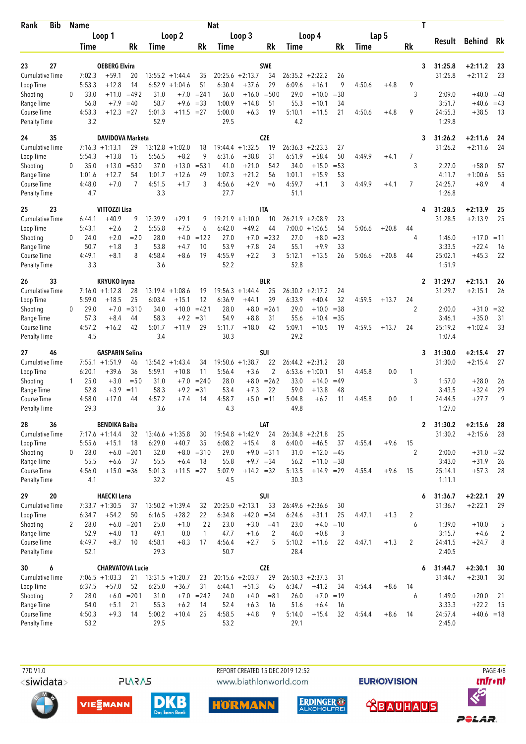| Rank | Bib | Name | | | | | | Nat | | | | | | | | | T | Result | Behind | Rk |
|---|---|---|---|---|---|---|---|---|---|---|---|---|---|---|---|---|---|---|---|---|
| | | Loop 1 | | | Loop 2 | | | Loop 3 | | | Loop 4 | | | Lap 5 | | | | | | |
| | | Time | | Rk | Time | | Rk | Time | | Rk | Time | | Rk | Time | | Rk | | | | |
| 23 | 27 | OEBERG Elvira | | | | | | SWE | | | | | | | | | 3 | 31:25.8 | +2:11.2 | 23 |
| Cumulative Time | | 7:02.3 | +59.1 | 20 | 13:55.2 | +1:44.4 | 35 | 20:25.6 | +2:13.7 | 34 | 26:35.2 | +2:22.2 | 26 | | | | | 31:25.8 | +2:11.2 | 23 |
| Loop Time | | 5:53.3 | +12.8 | 14 | 6:52.9 | +1:04.6 | 51 | 6:30.4 | +37.6 | 29 | 6:09.6 | +16.1 | 9 | 4:50.6 | +4.8 | 9 | | | | |
| Shooting | 0 | 33.0 | +11.0 | =49 | 2 31.0 | +7.0 | =24 | 1 36.0 | +16.0 | =50 | 0 29.0 | +10.0 | =38 | | | | 3 | 2:09.0 | +40.0 | =48 |
| Range Time | | 56.8 | +7.9 | =40 | 58.7 | +9.6 | =33 | 1:00.9 | +14.8 | 51 | 55.3 | +10.1 | 34 | | | | | 3:51.7 | +40.6 | =43 |
| Course Time | | 4:53.3 | +12.3 | =27 | 5:01.3 | +11.5 | =27 | 5:00.0 | +6.3 | 19 | 5:10.1 | +11.5 | 21 | 4:50.6 | +4.8 | 9 | | 24:55.3 | +38.5 | 13 |
| Penalty Time | | 3.2 | | | 52.9 | | | 29.5 | | | 4.2 | | | | | | | 1:29.8 | | |
| 24 | 35 | DAVIDOVA Marketa | | | | | | CZE | | | | | | | | | 3 | 31:26.2 | +2:11.6 | 24 |
| Cumulative Time | | 7:16.3 | +1:13.1 | 29 | 13:12.8 | +1:02.0 | 18 | 19:44.4 | +1:32.5 | 19 | 26:36.3 | +2:23.3 | 27 | | | | | 31:26.2 | +2:11.6 | 24 |
| Loop Time | | 5:54.3 | +13.8 | 15 | 5:56.5 | +8.2 | 9 | 6:31.6 | +38.8 | 31 | 6:51.9 | +58.4 | 50 | 4:49.9 | +4.1 | 7 | | | | |
| Shooting | 0 | 35.0 | +13.0 | =53 | 0 37.0 | +13.0 | =53 | 1 41.0 | +21.0 | 54 | 2 34.0 | +15.0 | =53 | | | | 3 | 2:27.0 | +58.0 | 57 |
| Range Time | | 1:01.6 | +12.7 | 54 | 1:01.7 | +12.6 | 49 | 1:07.3 | +21.2 | 56 | 1:01.1 | +15.9 | 53 | | | | | 4:11.7 | +1:00.6 | 55 |
| Course Time | | 4:48.0 | +7.0 | 7 | 4:51.5 | +1.7 | 3 | 4:56.6 | +2.9 | =6 | 4:59.7 | +1.1 | 3 | 4:49.9 | +4.1 | 7 | | 24:25.7 | +8.9 | 4 |
| Penalty Time | | 4.7 | | | 3.3 | | | 27.7 | | | 51.1 | | | | | | | 1:26.8 | | |
| 25 | 23 | VITTOZZI Lisa | | | | | | ITA | | | | | | | | | 4 | 31:28.5 | +2:13.9 | 25 |
| Cumulative Time | | 6:44.1 | +40.9 | 9 | 12:39.9 | +29.1 | 9 | 19:21.9 | +1:10.0 | 10 | 26:21.9 | +2:08.9 | 23 | | | | | 31:28.5 | +2:13.9 | 25 |
| Loop Time | | 5:43.1 | +2.6 | 2 | 5:55.8 | +7.5 | 6 | 6:42.0 | +49.2 | 44 | 7:00.0 | +1:06.5 | 54 | 5:06.6 | +20.8 | 44 | | | | |
| Shooting | 0 | 24.0 | +2.0 | =2 | 0 28.0 | +4.0 | =12 | 2 27.0 | +7.0 | =23 | 2 27.0 | +8.0 | =23 | | | | 4 | 1:46.0 | +17.0 | =11 |
| Range Time | | 50.7 | +1.8 | 3 | 53.8 | +4.7 | 10 | 53.9 | +7.8 | 24 | 55.1 | +9.9 | 33 | | | | | 3:33.5 | +22.4 | 16 |
| Course Time | | 4:49.1 | +8.1 | 8 | 4:58.4 | +8.6 | 19 | 4:55.9 | +2.2 | 3 | 5:12.1 | +13.5 | 26 | 5:06.6 | +20.8 | 44 | | 25:02.1 | +45.3 | 22 |
| Penalty Time | | 3.3 | | | 3.6 | | | 52.2 | | | 52.8 | | | | | | | 1:51.9 | | |
| 26 | 33 | KRYUKO Iryna | | | | | | BLR | | | | | | | | | 2 | 31:29.7 | +2:15.1 | 26 |
| Cumulative Time | | 7:16.0 | +1:12.8 | 28 | 13:19.4 | +1:08.6 | 19 | 19:56.3 | +1:44.4 | 25 | 26:30.2 | +2:17.2 | 24 | | | | | 31:29.7 | +2:15.1 | 26 |
| Loop Time | | 5:59.0 | +18.5 | 25 | 6:03.4 | +15.1 | 12 | 6:36.9 | +44.1 | 39 | 6:33.9 | +40.4 | 32 | 4:59.5 | +13.7 | 24 | | | | |
| Shooting | 0 | 29.0 | +7.0 | =31 | 0 34.0 | +10.0 | =42 | 1 28.0 | +8.0 | =26 | 1 29.0 | +10.0 | =38 | | | | 2 | 2:00.0 | +31.0 | =32 |
| Range Time | | 57.3 | +8.4 | 44 | 58.3 | +9.2 | =31 | 54.9 | +8.8 | 31 | 55.6 | +10.4 | =35 | | | | | 3:46.1 | +35.0 | 31 |
| Course Time | | 4:57.2 | +16.2 | 42 | 5:01.7 | +11.9 | 29 | 5:11.7 | +18.0 | 42 | 5:09.1 | +10.5 | 19 | 4:59.5 | +13.7 | 24 | | 25:19.2 | +1:02.4 | 33 |
| Penalty Time | | 4.5 | | | 3.4 | | | 30.3 | | | 29.2 | | | | | | | 1:07.4 | | |
| 27 | 46 | GASPARIN Selina | | | | | | SUI | | | | | | | | | 3 | 31:30.0 | +2:15.4 | 27 |
| Cumulative Time | | 7:55.1 | +1:51.9 | 46 | 13:54.2 | +1:43.4 | 34 | 19:50.6 | +1:38.7 | 22 | 26:44.2 | +2:31.2 | 28 | | | | | 31:30.0 | +2:15.4 | 27 |
| Loop Time | | 6:20.1 | +39.6 | 36 | 5:59.1 | +10.8 | 11 | 5:56.4 | +3.6 | 2 | 6:53.6 | +1:00.1 | 51 | 4:45.8 | 0.0 | 1 | | | | |
| Shooting | 1 | 25.0 | +3.0 | =5 | 0 31.0 | +7.0 | =24 | 0 28.0 | +8.0 | =26 | 2 33.0 | +14.0 | =49 | | | | 3 | 1:57.0 | +28.0 | 26 |
| Range Time | | 52.8 | +3.9 | =11 | 58.3 | +9.2 | =31 | 53.4 | +7.3 | 22 | 59.0 | +13.8 | 48 | | | | | 3:43.5 | +32.4 | 29 |
| Course Time | | 4:58.0 | +17.0 | 44 | 4:57.2 | +7.4 | 14 | 4:58.7 | +5.0 | =11 | 5:04.8 | +6.2 | 11 | 4:45.8 | 0.0 | 1 | | 24:44.5 | +27.7 | 9 |
| Penalty Time | | 29.3 | | | 3.6 | | | 4.3 | | | 49.8 | | | | | | | 1:27.0 | | |
| 28 | 36 | BENDIKA Baiba | | | | | | LAT | | | | | | | | | 2 | 31:30.2 | +2:15.6 | 28 |
| Cumulative Time | | 7:17.6 | +1:14.4 | 32 | 13:46.6 | +1:35.8 | 30 | 19:54.8 | +1:42.9 | 24 | 26:34.8 | +2:21.8 | 25 | | | | | 31:30.2 | +2:15.6 | 28 |
| Loop Time | | 5:55.6 | +15.1 | 18 | 6:29.0 | +40.7 | 35 | 6:08.2 | +15.4 | 8 | 6:40.0 | +46.5 | 37 | 4:55.4 | +9.6 | 15 | | | | |
| Shooting | 0 | 28.0 | +6.0 | =20 | 1 32.0 | +8.0 | =31 | 0 29.0 | +9.0 | =31 | 1 31.0 | +12.0 | =45 | | | | 2 | 2:00.0 | +31.0 | =32 |
| Range Time | | 55.5 | +6.6 | 37 | 55.5 | +6.4 | 18 | 55.8 | +9.7 | =34 | 56.2 | +11.0 | =38 | | | | | 3:43.0 | +31.9 | 26 |
| Course Time | | 4:56.0 | +15.0 | =36 | 5:01.3 | +11.5 | =27 | 5:07.9 | +14.2 | =32 | 5:13.5 | +14.9 | =29 | 4:55.4 | +9.6 | 15 | | 25:14.1 | +57.3 | 28 |
| Penalty Time | | 4.1 | | | 32.2 | | | 4.5 | | | 30.3 | | | | | | | 1:11.1 | | |
| 29 | 20 | HAECKI Lena | | | | | | SUI | | | | | | | | | 6 | 31:36.7 | +2:22.1 | 29 |
| Cumulative Time | | 7:33.7 | +1:30.5 | 37 | 13:50.2 | +1:39.4 | 32 | 20:25.0 | +2:13.1 | 33 | 26:49.6 | +2:36.6 | 30 | | | | | 31:36.7 | +2:22.1 | 29 |
| Loop Time | | 6:34.7 | +54.2 | 50 | 6:16.5 | +28.2 | 22 | 6:34.8 | +42.0 | =34 | 6:24.6 | +31.1 | 25 | 4:47.1 | +1.3 | 2 | | | | |
| Shooting | 2 | 28.0 | +6.0 | =20 | 1 25.0 | +1.0 | 2 | 2 23.0 | +3.0 | =4 | 1 23.0 | +4.0 | =10 | | | | 6 | 1:39.0 | +10.0 | 5 |
| Range Time | | 52.9 | +4.0 | 13 | 49.1 | 0.0 | 1 | 47.7 | +1.6 | 2 | 46.0 | +0.8 | 3 | | | | | 3:15.7 | +4.6 | 2 |
| Course Time | | 4:49.7 | +8.7 | 10 | 4:58.1 | +8.3 | 17 | 4:56.4 | +2.7 | 5 | 5:10.2 | +11.6 | 22 | 4:47.1 | +1.3 | 2 | | 24:41.5 | +24.7 | 8 |
| Penalty Time | | 52.1 | | | 29.3 | | | 50.7 | | | 28.4 | | | | | | | 2:40.5 | | |
| 30 | 6 | CHARVATOVA Lucie | | | | | | CZE | | | | | | | | | 6 | 31:44.7 | +2:30.1 | 30 |
| Cumulative Time | | 7:06.5 | +1:03.3 | 21 | 13:31.5 | +1:20.7 | 23 | 20:15.6 | +2:03.7 | 29 | 26:50.3 | +2:37.3 | 31 | | | | | 31:44.7 | +2:30.1 | 30 |
| Loop Time | | 6:37.5 | +57.0 | 52 | 6:25.0 | +36.7 | 31 | 6:44.1 | +51.3 | 45 | 6:34.7 | +41.2 | 34 | 4:54.4 | +8.6 | 14 | | | | |
| Shooting | 2 | 28.0 | +6.0 | =20 | 1 31.0 | +7.0 | =24 | 2 24.0 | +4.0 | =8 | 1 26.0 | +7.0 | =19 | | | | 6 | 1:49.0 | +20.0 | 21 |
| Range Time | | 54.0 | +5.1 | 21 | 55.3 | +6.2 | 14 | 52.4 | +6.3 | 16 | 51.6 | +6.4 | 16 | | | | | 3:33.3 | +22.2 | 15 |
| Course Time | | 4:50.3 | +9.3 | 14 | 5:00.2 | +10.4 | 25 | 4:58.5 | +4.8 | 9 | 5:14.0 | +15.4 | 32 | 4:54.4 | +8.6 | 14 | | 24:57.4 | +40.6 | =18 |
| Penalty Time | | 53.2 | | | 29.5 | | | 53.2 | | | 29.1 | | | | | | | 2:45.0 | | |

77D V1.0 REPORT CREATED 15 DEC 2019 12:52 www.biathlonworld.com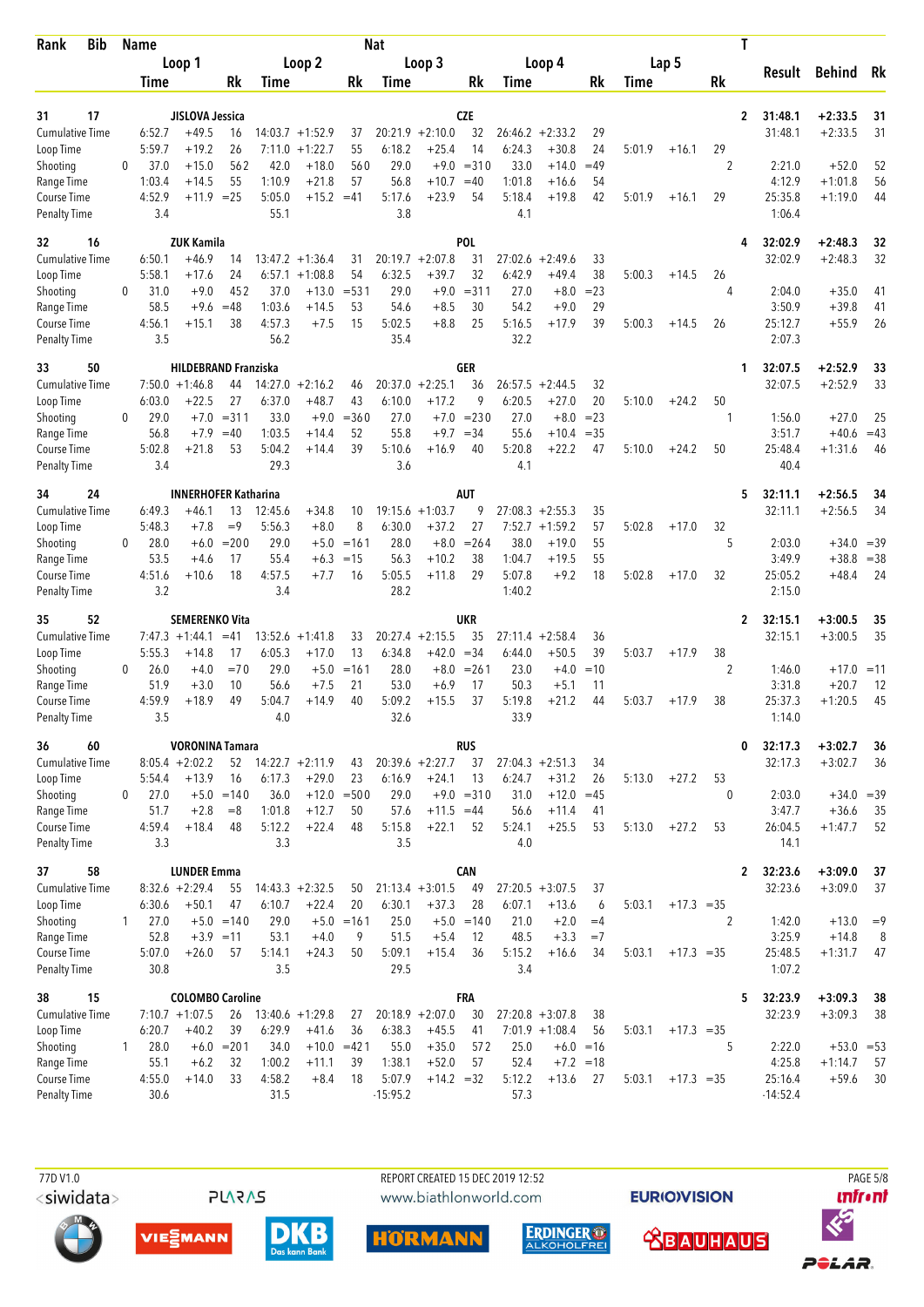| Rank | Bib | Name | | | | | | Nat | | | | | | | | | T | Result | Behind | Rk |
|---|---|---|---|---|---|---|---|---|---|---|---|---|---|---|---|---|---|---|---|---|
| | | Loop 1 | | | Loop 2 | | | Loop 3 | | | Loop 4 | | | Lap 5 | | | | | | |
| | | Time | | Rk | Time | | Rk | Time | | Rk | Time | | Rk | Time | | Rk | | | | |
| 31 | 17 | JISLOVA Jessica | | | | | | CZE | | | | | | | | | 2 | 31:48.1 | +2:33.5 | 31 |
| Cumulative Time | | 6:52.7 | +49.5 | 16 | 14:03.7 | +1:52.9 | 37 | 20:21.9 | +2:10.0 | 32 | 26:46.2 | +2:33.2 | 29 | | | | | 31:48.1 | +2:33.5 | 31 |
| Loop Time | | 5:59.7 | +19.2 | 26 | 7:11.0 | +1:22.7 | 55 | 6:18.2 | +25.4 | 14 | 6:24.3 | +30.8 | 24 | 5:01.9 | +16.1 | 29 | | | | |
| Shooting | 0 | 37.0 | +15.0 | 56 2 | 42.0 | +18.0 | 56 0 | 29.0 | +9.0 | =31 0 | 33.0 | +14.0 | =49 | | | | 2 | 2:21.0 | +52.0 | 52 |
| Range Time | | 1:03.4 | +14.5 | 55 | 1:10.9 | +21.8 | 57 | 56.8 | +10.7 | =40 | 1:01.8 | +16.6 | 54 | | | | | 4:12.9 | +1:01.8 | 56 |
| Course Time | | 4:52.9 | +11.9 | =25 | 5:05.0 | +15.2 | =41 | 5:17.6 | +23.9 | 54 | 5:18.4 | +19.8 | 42 | 5:01.9 | +16.1 | 29 | | 25:35.8 | +1:19.0 | 44 |
| Penalty Time | | 3.4 | | | 55.1 | | | 3.8 | | | 4.1 | | | | | | | 1:06.4 | | |
| 32 | 16 | ZUK Kamila | | | | | | POL | | | | | | | | | 4 | 32:02.9 | +2:48.3 | 32 |
| Cumulative Time | | 6:50.1 | +46.9 | 14 | 13:47.2 | +1:36.4 | 31 | 20:19.7 | +2:07.8 | 31 | 27:02.6 | +2:49.6 | 33 | | | | | 32:02.9 | +2:48.3 | 32 |
| Loop Time | | 5:58.1 | +17.6 | 24 | 6:57.1 | +1:08.8 | 54 | 6:32.5 | +39.7 | 32 | 6:42.9 | +49.4 | 38 | 5:00.3 | +14.5 | 26 | | | | |
| Shooting | 0 | 31.0 | +9.0 | 45 2 | 37.0 | +13.0 | =53 1 | 29.0 | +9.0 | =31 1 | 27.0 | +8.0 | =23 | | | | 4 | 2:04.0 | +35.0 | 41 |
| Range Time | | 58.5 | +9.6 | =48 | 1:03.6 | +14.5 | 53 | 54.6 | +8.5 | 30 | 54.2 | +9.0 | 29 | | | | | 3:50.9 | +39.8 | 41 |
| Course Time | | 4:56.1 | +15.1 | 38 | 4:57.3 | +7.5 | 15 | 5:02.5 | +8.8 | 25 | 5:16.5 | +17.9 | 39 | 5:00.3 | +14.5 | 26 | | 25:12.7 | +55.9 | 26 |
| Penalty Time | | 3.5 | | | 56.2 | | | 35.4 | | | 32.2 | | | | | | | 2:07.3 | | |
| 33 | 50 | HILDEBRAND Franziska | | | | | | GER | | | | | | | | | 1 | 32:07.5 | +2:52.9 | 33 |
| Cumulative Time | | 7:50.0 | +1:46.8 | 44 | 14:27.0 | +2:16.2 | 46 | 20:37.0 | +2:25.1 | 36 | 26:57.5 | +2:44.5 | 32 | | | | | 32:07.5 | +2:52.9 | 33 |
| Loop Time | | 6:03.0 | +22.5 | 27 | 6:37.0 | +48.7 | 43 | 6:10.0 | +17.2 | 9 | 6:20.5 | +27.0 | 20 | 5:10.0 | +24.2 | 50 | | | | |
| Shooting | 0 | 29.0 | +7.0 | =31 1 | 33.0 | +9.0 | =36 0 | 27.0 | +7.0 | =23 0 | 27.0 | +8.0 | =23 | | | | 1 | 1:56.0 | +27.0 | 25 |
| Range Time | | 56.8 | +7.9 | =40 | 1:03.5 | +14.4 | 52 | 55.8 | +9.7 | =34 | 55.6 | +10.4 | =35 | | | | | 3:51.7 | +40.6 | =43 |
| Course Time | | 5:02.8 | +21.8 | 53 | 5:04.2 | +14.4 | 39 | 5:10.6 | +16.9 | 40 | 5:20.8 | +22.2 | 47 | 5:10.0 | +24.2 | 50 | | 25:48.4 | +1:31.6 | 46 |
| Penalty Time | | 3.4 | | | 29.3 | | | 3.6 | | | 4.1 | | | | | | | 40.4 | | |
| 34 | 24 | INNERHOFER Katharina | | | | | | AUT | | | | | | | | | 5 | 32:11.1 | +2:56.5 | 34 |
| Cumulative Time | | 6:49.3 | +46.1 | 13 | 12:45.6 | +34.8 | 10 | 19:15.6 | +1:03.7 | 9 | 27:08.3 | +2:55.3 | 35 | | | | | 32:11.1 | +2:56.5 | 34 |
| Loop Time | | 5:48.3 | +7.8 | =9 | 5:56.3 | +8.0 | 8 | 6:30.0 | +37.2 | 27 | 7:52.7 | +1:59.2 | 57 | 5:02.8 | +17.0 | 32 | | | | |
| Shooting | 0 | 28.0 | +6.0 | =20 0 | 29.0 | +5.0 | =16 1 | 28.0 | +8.0 | =26 4 | 38.0 | +19.0 | 55 | | | | 5 | 2:03.0 | +34.0 | =39 |
| Range Time | | 53.5 | +4.6 | 17 | 55.4 | +6.3 | =15 | 56.3 | +10.2 | 38 | 1:04.7 | +19.5 | 55 | | | | | 3:49.9 | +38.8 | =38 |
| Course Time | | 4:51.6 | +10.6 | 18 | 4:57.5 | +7.7 | 16 | 5:05.5 | +11.8 | 29 | 5:07.8 | +9.2 | 18 | 5:02.8 | +17.0 | 32 | | 25:05.2 | +48.4 | 24 |
| Penalty Time | | 3.2 | | | 3.4 | | | 28.2 | | | 1:40.2 | | | | | | | 2:15.0 | | |
| 35 | 52 | SEMERENKO Vita | | | | | | UKR | | | | | | | | | 2 | 32:15.1 | +3:00.5 | 35 |
| Cumulative Time | | 7:47.3 | +1:44.1 | =41 | 13:52.6 | +1:41.8 | 33 | 20:27.4 | +2:15.5 | 35 | 27:11.4 | +2:58.4 | 36 | | | | | 32:15.1 | +3:00.5 | 35 |
| Loop Time | | 5:55.3 | +14.8 | 17 | 6:05.3 | +17.0 | 13 | 6:34.8 | +42.0 | =34 | 6:44.0 | +50.5 | 39 | 5:03.7 | +17.9 | 38 | | | | |
| Shooting | 0 | 26.0 | +4.0 | =7 0 | 29.0 | +5.0 | =16 1 | 28.0 | +8.0 | =26 1 | 23.0 | +4.0 | =10 | | | | 2 | 1:46.0 | +17.0 | =11 |
| Range Time | | 51.9 | +3.0 | 10 | 56.6 | +7.5 | 21 | 53.0 | +6.9 | 17 | 50.3 | +5.1 | 11 | | | | | 3:31.8 | +20.7 | 12 |
| Course Time | | 4:59.9 | +18.9 | 49 | 5:04.7 | +14.9 | 40 | 5:09.2 | +15.5 | 37 | 5:19.8 | +21.2 | 44 | 5:03.7 | +17.9 | 38 | | 25:37.3 | +1:20.5 | 45 |
| Penalty Time | | 3.5 | | | 4.0 | | | 32.6 | | | 33.9 | | | | | | | 1:14.0 | | |
| 36 | 60 | VORONINA Tamara | | | | | | RUS | | | | | | | | | 0 | 32:17.3 | +3:02.7 | 36 |
| Cumulative Time | | 8:05.4 | +2:02.2 | 52 | 14:22.7 | +2:11.9 | 43 | 20:39.6 | +2:27.7 | 37 | 27:04.3 | +2:51.3 | 34 | | | | | 32:17.3 | +3:02.7 | 36 |
| Loop Time | | 5:54.4 | +13.9 | 16 | 6:17.3 | +29.0 | 23 | 6:16.9 | +24.1 | 13 | 6:24.7 | +31.2 | 26 | 5:13.0 | +27.2 | 53 | | | | |
| Shooting | 0 | 27.0 | +5.0 | =14 0 | 36.0 | +12.0 | =50 0 | 29.0 | +9.0 | =31 0 | 31.0 | +12.0 | =45 | | | | 0 | 2:03.0 | +34.0 | =39 |
| Range Time | | 51.7 | +2.8 | =8 | 1:01.8 | +12.7 | 50 | 57.6 | +11.5 | =44 | 56.6 | +11.4 | 41 | | | | | 3:47.7 | +36.6 | 35 |
| Course Time | | 4:59.4 | +18.4 | 48 | 5:12.2 | +22.4 | 48 | 5:15.8 | +22.1 | 52 | 5:24.1 | +25.5 | 53 | 5:13.0 | +27.2 | 53 | | 26:04.5 | +1:47.7 | 52 |
| Penalty Time | | 3.3 | | | 3.3 | | | 3.5 | | | 4.0 | | | | | | | 14.1 | | |
| 37 | 58 | LUNDER Emma | | | | | | CAN | | | | | | | | | 2 | 32:23.6 | +3:09.0 | 37 |
| Cumulative Time | | 8:32.6 | +2:29.4 | 55 | 14:43.3 | +2:32.5 | 50 | 21:13.4 | +3:01.5 | 49 | 27:20.5 | +3:07.5 | 37 | | | | | 32:23.6 | +3:09.0 | 37 |
| Loop Time | | 6:30.6 | +50.1 | 47 | 6:10.7 | +22.4 | 20 | 6:30.1 | +37.3 | 28 | 6:07.1 | +13.6 | 6 | 5:03.1 | +17.3 | =35 | | | | |
| Shooting | 1 | 27.0 | +5.0 | =14 0 | 29.0 | +5.0 | =16 1 | 25.0 | +5.0 | =14 0 | 21.0 | +2.0 | =4 | | | | 2 | 1:42.0 | +13.0 | =9 |
| Range Time | | 52.8 | +3.9 | =11 | 53.1 | +4.0 | 9 | 51.5 | +5.4 | 12 | 48.5 | +3.3 | =7 | | | | | 3:25.9 | +14.8 | 8 |
| Course Time | | 5:07.0 | +26.0 | 57 | 5:14.1 | +24.3 | 50 | 5:09.1 | +15.4 | 36 | 5:15.2 | +16.6 | 34 | 5:03.1 | +17.3 | =35 | | 25:48.5 | +1:31.7 | 47 |
| Penalty Time | | 30.8 | | | 3.5 | | | 29.5 | | | 3.4 | | | | | | | 1:07.2 | | |
| 38 | 15 | COLOMBO Caroline | | | | | | FRA | | | | | | | | | 5 | 32:23.9 | +3:09.3 | 38 |
| Cumulative Time | | 7:10.7 | +1:07.5 | 26 | 13:40.6 | +1:29.8 | 27 | 20:18.9 | +2:07.0 | 30 | 27:20.8 | +3:07.8 | 38 | | | | | 32:23.9 | +3:09.3 | 38 |
| Loop Time | | 6:20.7 | +40.2 | 39 | 6:29.9 | +41.6 | 36 | 6:38.3 | +45.5 | 41 | 7:01.9 | +1:08.4 | 56 | 5:03.1 | +17.3 | =35 | | | | |
| Shooting | 1 | 28.0 | +6.0 | =20 1 | 34.0 | +10.0 | =42 1 | 55.0 | +35.0 | 57 2 | 25.0 | +6.0 | =16 | | | | 5 | 2:22.0 | +53.0 | =53 |
| Range Time | | 55.1 | +6.2 | 32 | 1:00.2 | +11.1 | 39 | 1:38.1 | +52.0 | 57 | 52.4 | +7.2 | =18 | | | | | 4:25.8 | +1:14.7 | 57 |
| Course Time | | 4:55.0 | +14.0 | 33 | 4:58.2 | +8.4 | 18 | 5:07.9 | +14.2 | =32 | 5:12.2 | +13.6 | 27 | 5:03.1 | +17.3 | =35 | | 25:16.4 | +59.6 | 30 |
| Penalty Time | | 30.6 | | | 31.5 | | | -15:95.2 | | | 57.3 | | | | | | | -14:52.4 | | |

77D V1.0 REPORT CREATED 15 DEC 2019 12:52 www.biathlonworld.com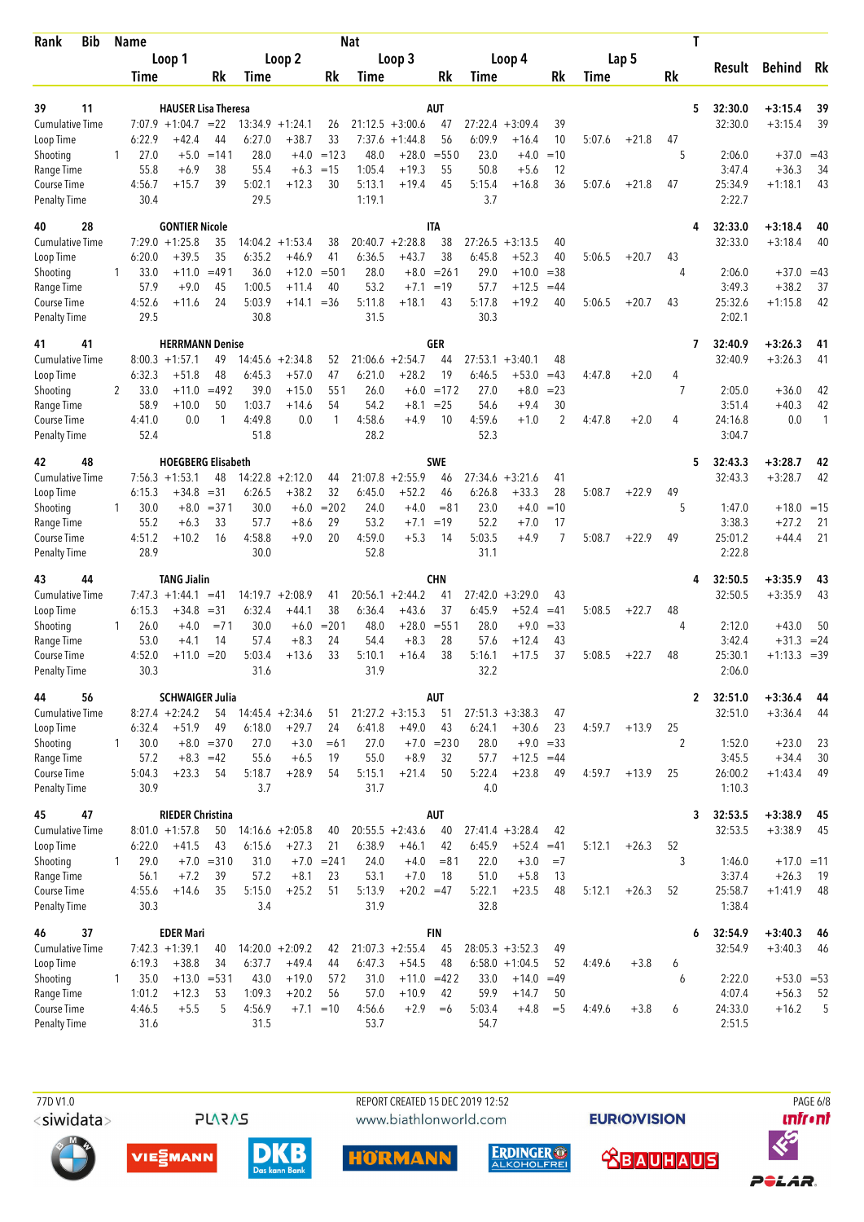| Rank | Bib | Name | | | | | Nat | | | | | | | | | T | | | |
|---|---|---|---|---|---|---|---|---|---|---|---|---|---|---|---|---|---|---|---|
| | | Loop 1 | | | Loop 2 | | | Loop 3 | | | Loop 4 | | | Lap 5 | | | Result | Behind | Rk |
| | | Time | | Rk | Time | | Rk | Time | | Rk | Time | | Rk | Time | | Rk | | | |
| 39 | 11 | HAUSER Lisa Theresa | | | | | AUT | | | | | | | | | 5 | 32:30.0 | +3:15.4 | 39 |
| Cumulative Time | | 7:07.9 | +1:04.7 | =22 | 13:34.9 | +1:24.1 | 26 | 21:12.5 | +3:00.6 | 47 | 27:22.4 | +3:09.4 | 39 | | | | 32:30.0 | +3:15.4 | 39 |
| Loop Time | | 6:22.9 | +42.4 | 44 | 6:27.0 | +38.7 | 33 | 7:37.6 | +1:44.8 | 56 | 6:09.9 | +16.4 | 10 | 5:07.6 | +21.8 | 47 | | | |
| Shooting | 1 | 27.0 | +5.0 | =141 | 28.0 | +4.0 | =123 | 48.0 | +28.0 | =550 | 23.0 | +4.0 | =10 | | | 5 | 2:06.0 | +37.0 | =43 |
| Range Time | | 55.8 | +6.9 | 38 | 55.4 | +6.3 | =15 | 1:05.4 | +19.3 | 55 | 50.8 | +5.6 | 12 | | | | 3:47.4 | +36.3 | 34 |
| Course Time | | 4:56.7 | +15.7 | 39 | 5:02.1 | +12.3 | 30 | 5:13.1 | +19.4 | 45 | 5:15.4 | +16.8 | 36 | 5:07.6 | +21.8 | 47 | 25:34.9 | +1:18.1 | 43 |
| Penalty Time | | 30.4 | | | 29.5 | | | 1:19.1 | | | 3.7 | | | | | | 2:22.7 | | |
| 40 | 28 | GONTIER Nicole | | | | | ITA | | | | | | | | | 4 | 32:33.0 | +3:18.4 | 40 |
| Cumulative Time | | 7:29.0 | +1:25.8 | 35 | 14:04.2 | +1:53.4 | 38 | 20:40.7 | +2:28.8 | 38 | 27:26.5 | +3:13.5 | 40 | | | | 32:33.0 | +3:18.4 | 40 |
| Loop Time | | 6:20.0 | +39.5 | 35 | 6:35.2 | +46.9 | 41 | 6:36.5 | +43.7 | 38 | 6:45.8 | +52.3 | 40 | 5:06.5 | +20.7 | 43 | | | |
| Shooting | 1 | 33.0 | +11.0 | =491 | 36.0 | +12.0 | =501 | 28.0 | +8.0 | =261 | 29.0 | +10.0 | =38 | | | 4 | 2:06.0 | +37.0 | =43 |
| Range Time | | 57.9 | +9.0 | 45 | 1:00.5 | +11.4 | 40 | 53.2 | +7.1 | =19 | 57.7 | +12.5 | =44 | | | | 3:49.3 | +38.2 | 37 |
| Course Time | | 4:52.6 | +11.6 | 24 | 5:03.9 | +14.1 | =36 | 5:11.8 | +18.1 | 43 | 5:17.8 | +19.2 | 40 | 5:06.5 | +20.7 | 43 | 25:32.6 | +1:15.8 | 42 |
| Penalty Time | | 29.5 | | | 30.8 | | | 31.5 | | | 30.3 | | | | | | 2:02.1 | | |
| 41 | 41 | HERRMANN Denise | | | | | GER | | | | | | | | | 7 | 32:40.9 | +3:26.3 | 41 |
| Cumulative Time | | 8:00.3 | +1:57.1 | 49 | 14:45.6 | +2:34.8 | 52 | 21:06.6 | +2:54.7 | 44 | 27:53.1 | +3:40.1 | 48 | | | | 32:40.9 | +3:26.3 | 41 |
| Loop Time | | 6:32.3 | +51.8 | 48 | 6:45.3 | +57.0 | 47 | 6:21.0 | +28.2 | 19 | 6:46.5 | +53.0 | =43 | 4:47.8 | +2.0 | 4 | | | |
| Shooting | 2 | 33.0 | +11.0 | =492 | 39.0 | +15.0 | 551 | 26.0 | +6.0 | =172 | 27.0 | +8.0 | =23 | | | 7 | 2:05.0 | +36.0 | 42 |
| Range Time | | 58.9 | +10.0 | 50 | 1:03.7 | +14.6 | 54 | 54.2 | +8.1 | =25 | 54.6 | +9.4 | 30 | | | | 3:51.4 | +40.3 | 42 |
| Course Time | | 4:41.0 | 0.0 | 1 | 4:49.8 | 0.0 | 1 | 4:58.6 | +4.9 | 10 | 4:59.6 | +1.0 | 2 | 4:47.8 | +2.0 | 4 | 24:16.8 | 0.0 | 1 |
| Penalty Time | | 52.4 | | | 51.8 | | | 28.2 | | | 52.3 | | | | | | 3:04.7 | | |
| 42 | 48 | HOEGBERG Elisabeth | | | | | SWE | | | | | | | | | 5 | 32:43.3 | +3:28.7 | 42 |
| Cumulative Time | | 7:56.3 | +1:53.1 | 48 | 14:22.8 | +2:12.0 | 44 | 21:07.8 | +2:55.9 | 46 | 27:34.6 | +3:21.6 | 41 | | | | 32:43.3 | +3:28.7 | 42 |
| Loop Time | | 6:15.3 | +34.8 | =31 | 6:26.5 | +38.2 | 32 | 6:45.0 | +52.2 | 46 | 6:26.8 | +33.3 | 28 | 5:08.7 | +22.9 | 49 | | | |
| Shooting | 1 | 30.0 | +8.0 | =371 | 30.0 | +6.0 | =202 | 24.0 | +4.0 | =81 | 23.0 | +4.0 | =10 | | | 5 | 1:47.0 | +18.0 | =15 |
| Range Time | | 55.2 | +6.3 | 33 | 57.7 | +8.6 | 29 | 53.2 | +7.1 | =19 | 52.2 | +7.0 | 17 | | | | 3:38.3 | +27.2 | 21 |
| Course Time | | 4:51.2 | +10.2 | 16 | 4:58.8 | +9.0 | 20 | 4:59.0 | +5.3 | 14 | 5:03.5 | +4.9 | 7 | 5:08.7 | +22.9 | 49 | 25:01.2 | +44.4 | 21 |
| Penalty Time | | 28.9 | | | 30.0 | | | 52.8 | | | 31.1 | | | | | | 2:22.8 | | |
| 43 | 44 | TANG Jialin | | | | | CHN | | | | | | | | | 4 | 32:50.5 | +3:35.9 | 43 |
| Cumulative Time | | 7:47.3 | +1:44.1 | =41 | 14:19.7 | +2:08.9 | 41 | 20:56.1 | +2:44.2 | 41 | 27:42.0 | +3:29.0 | 43 | | | | 32:50.5 | +3:35.9 | 43 |
| Loop Time | | 6:15.3 | +34.8 | =31 | 6:32.4 | +44.1 | 38 | 6:36.4 | +43.6 | 37 | 6:45.9 | +52.4 | =41 | 5:08.5 | +22.7 | 48 | | | |
| Shooting | 1 | 26.0 | +4.0 | =71 | 30.0 | +6.0 | =201 | 48.0 | +28.0 | =551 | 28.0 | +9.0 | =33 | | | 4 | 2:12.0 | +43.0 | 50 |
| Range Time | | 53.0 | +4.1 | 14 | 57.4 | +8.3 | 24 | 54.4 | +8.3 | 28 | 57.6 | +12.4 | 43 | | | | 3:42.4 | +31.3 | =24 |
| Course Time | | 4:52.0 | +11.0 | =20 | 5:03.4 | +13.6 | 33 | 5:10.1 | +16.4 | 38 | 5:16.1 | +17.5 | 37 | 5:08.5 | +22.7 | 48 | 25:30.1 | +1:13.3 | =39 |
| Penalty Time | | 30.3 | | | 31.6 | | | 31.9 | | | 32.2 | | | | | | 2:06.0 | | |
| 44 | 56 | SCHWAIGER Julia | | | | | AUT | | | | | | | | | 2 | 32:51.0 | +3:36.4 | 44 |
| Cumulative Time | | 8:27.4 | +2:24.2 | 54 | 14:45.4 | +2:34.6 | 51 | 21:27.2 | +3:15.3 | 51 | 27:51.3 | +3:38.3 | 47 | | | | 32:51.0 | +3:36.4 | 44 |
| Loop Time | | 6:32.4 | +51.9 | 49 | 6:18.0 | +29.7 | 24 | 6:41.8 | +49.0 | 43 | 6:24.1 | +30.6 | 23 | 4:59.7 | +13.9 | 25 | | | |
| Shooting | 1 | 30.0 | +8.0 | =370 | 27.0 | +3.0 | =61 | 27.0 | +7.0 | =230 | 28.0 | +9.0 | =33 | | | 2 | 1:52.0 | +23.0 | 23 |
| Range Time | | 57.2 | +8.3 | =42 | 55.6 | +6.5 | 19 | 55.0 | +8.9 | 32 | 57.7 | +12.5 | =44 | | | | 3:45.5 | +34.4 | 30 |
| Course Time | | 5:04.3 | +23.3 | 54 | 5:18.7 | +28.9 | 54 | 5:15.1 | +21.4 | 50 | 5:22.4 | +23.8 | 49 | 4:59.7 | +13.9 | 25 | 26:00.2 | +1:43.4 | 49 |
| Penalty Time | | 30.9 | | | 3.7 | | | 31.7 | | | 4.0 | | | | | | 1:10.3 | | |
| 45 | 47 | RIEDER Christina | | | | | AUT | | | | | | | | | 3 | 32:53.5 | +3:38.9 | 45 |
| Cumulative Time | | 8:01.0 | +1:57.8 | 50 | 14:16.6 | +2:05.8 | 40 | 20:55.5 | +2:43.6 | 40 | 27:41.4 | +3:28.4 | 42 | | | | 32:53.5 | +3:38.9 | 45 |
| Loop Time | | 6:22.0 | +41.5 | 43 | 6:15.6 | +27.3 | 21 | 6:38.9 | +46.1 | 42 | 6:45.9 | +52.4 | =41 | 5:12.1 | +26.3 | 52 | | | |
| Shooting | 1 | 29.0 | +7.0 | =310 | 31.0 | +7.0 | =241 | 24.0 | +4.0 | =81 | 22.0 | +3.0 | =7 | | | 3 | 1:46.0 | +17.0 | =11 |
| Range Time | | 56.1 | +7.2 | 39 | 57.2 | +8.1 | 23 | 53.1 | +7.0 | 18 | 51.0 | +5.8 | 13 | | | | 3:37.4 | +26.3 | 19 |
| Course Time | | 4:55.6 | +14.6 | 35 | 5:15.0 | +25.2 | 51 | 5:13.9 | +20.2 | =47 | 5:22.1 | +23.5 | 48 | 5:12.1 | +26.3 | 52 | 25:58.7 | +1:41.9 | 48 |
| Penalty Time | | 30.3 | | | 3.4 | | | 31.9 | | | 32.8 | | | | | | 1:38.4 | | |
| 46 | 37 | EDER Mari | | | | | FIN | | | | | | | | | 6 | 32:54.9 | +3:40.3 | 46 |
| Cumulative Time | | 7:42.3 | +1:39.1 | 40 | 14:20.0 | +2:09.2 | 42 | 21:07.3 | +2:55.4 | 45 | 28:05.3 | +3:52.3 | 49 | | | | 32:54.9 | +3:40.3 | 46 |
| Loop Time | | 6:19.3 | +38.8 | 34 | 6:37.7 | +49.4 | 44 | 6:47.3 | +54.5 | 48 | 6:58.0 | +1:04.5 | 52 | 4:49.6 | +3.8 | 6 | | | |
| Shooting | 1 | 35.0 | +13.0 | =531 | 43.0 | +19.0 | 572 | 31.0 | +11.0 | =422 | 33.0 | +14.0 | =49 | | | 6 | 2:22.0 | +53.0 | =53 |
| Range Time | | 1:01.2 | +12.3 | 53 | 1:09.3 | +20.2 | 56 | 57.0 | +10.9 | 42 | 59.9 | +14.7 | 50 | | | | 4:07.4 | +56.3 | 52 |
| Course Time | | 4:46.5 | +5.5 | 5 | 4:56.9 | +7.1 | =10 | 4:56.6 | +2.9 | =6 | 5:03.4 | +4.8 | =5 | 4:49.6 | +3.8 | 6 | 24:33.0 | +16.2 | 5 |
| Penalty Time | | 31.6 | | | 31.5 | | | 53.7 | | | 54.7 | | | | | | 2:51.5 | | |

77D V1.0 | REPORT CREATED 15 DEC 2019 12:52 | www.biathlonworld.com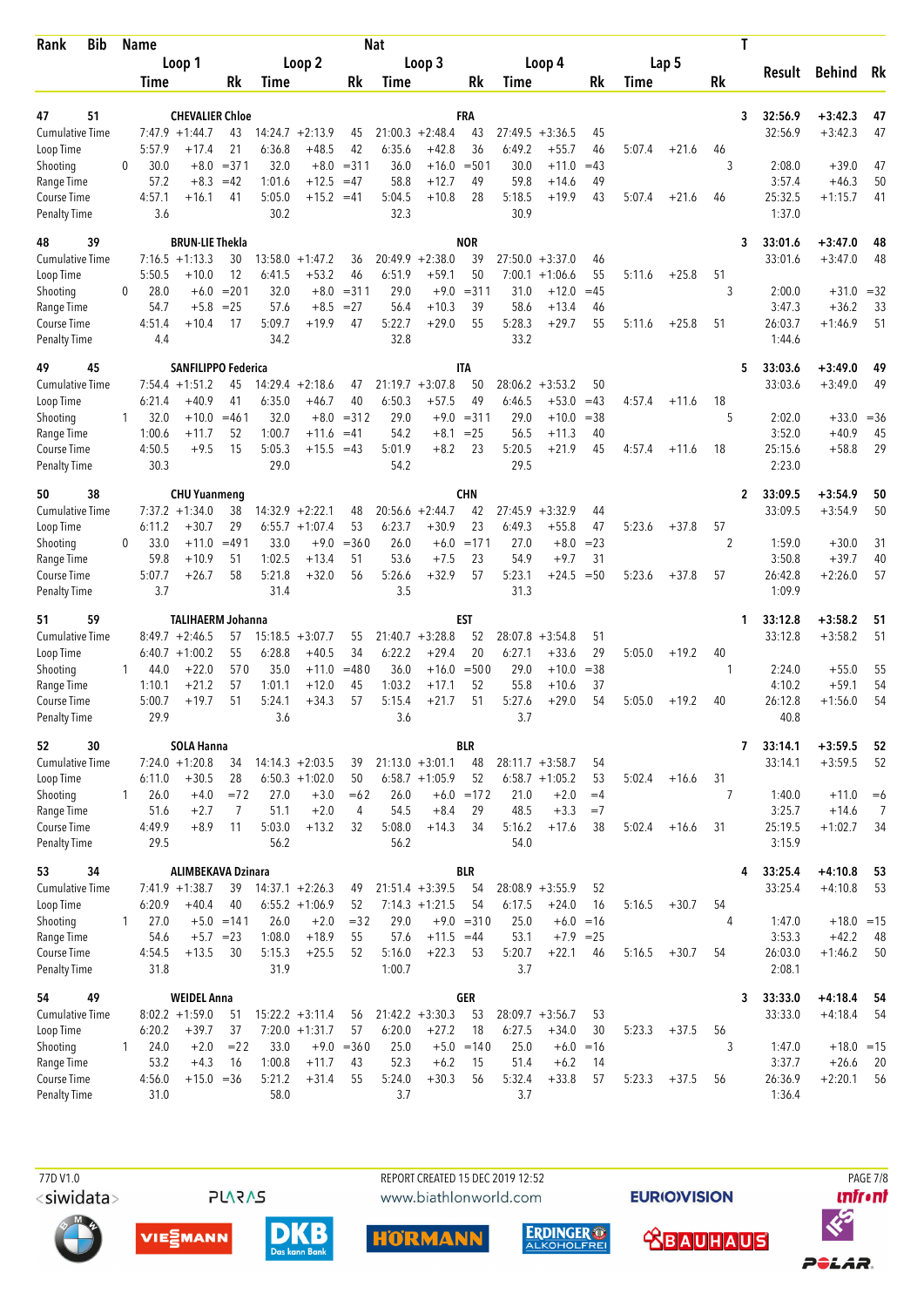| Rank | Bib | Name | | | | Nat | | | | | | | | T | | | |
|---|---|---|---|---|---|---|---|---|---|---|---|---|---|---|---|---|---|
| | | Loop 1 | | | Loop 2 | | | Loop 3 | | | Loop 4 | | | Lap 5 | | | Result | Behind | Rk |
| | | Time | | Rk | Time | | Rk | Time | | Rk | Time | | Rk | Time | | Rk | | | |
| 47 | 51 | CHEVALIER Chloe | | | | | | FRA | | | | | | | | 3 | 32:56.9 | +3:42.3 | 47 |
| Cumulative Time | | 7:47.9 | +1:44.7 | 43 | 14:24.7 | +2:13.9 | 45 | 21:00.3 | +2:48.4 | 43 | 27:49.5 | +3:36.5 | 45 | | | | 32:56.9 | +3:42.3 | 47 |
| Loop Time | | 5:57.9 | +17.4 | 21 | 6:36.8 | +48.5 | 42 | 6:35.6 | +42.8 | 36 | 6:49.2 | +55.7 | 46 | 5:07.4 | +21.6 | 46 | | | |
| Shooting | 0 | 30.0 | +8.0 | =37 1 | 32.0 | +8.0 | =31 1 | 36.0 | +16.0 | =50 1 | 30.0 | +11.0 | =43 | | | 3 | 2:08.0 | +39.0 | 47 |
| Range Time | | 57.2 | +8.3 | =42 | 1:01.6 | +12.5 | =47 | 58.8 | +12.7 | 49 | 59.8 | +14.6 | 49 | | | | 3:57.4 | +46.3 | 50 |
| Course Time | | 4:57.1 | +16.1 | 41 | 5:05.0 | +15.2 | =41 | 5:04.5 | +10.8 | 28 | 5:18.5 | +19.9 | 43 | 5:07.4 | +21.6 | 46 | 25:32.5 | +1:15.7 | 41 |
| Penalty Time | | 3.6 | | | 30.2 | | | 32.3 | | | 30.9 | | | | | | 1:37.0 | | |
| 48 | 39 | BRUN-LIE Thekla | | | | | | NOR | | | | | | | | 3 | 33:01.6 | +3:47.0 | 48 |
| Cumulative Time | | 7:16.5 | +1:13.3 | 30 | 13:58.0 | +1:47.2 | 36 | 20:49.9 | +2:38.0 | 39 | 27:50.0 | +3:37.0 | 46 | | | | 33:01.6 | +3:47.0 | 48 |
| Loop Time | | 5:50.5 | +10.0 | 12 | 6:41.5 | +53.2 | 46 | 6:51.9 | +59.1 | 50 | 7:00.1 | +1:06.6 | 55 | 5:11.6 | +25.8 | 51 | | | |
| Shooting | 0 | 28.0 | +6.0 | =20 1 | 32.0 | +8.0 | =31 1 | 29.0 | +9.0 | =31 1 | 31.0 | +12.0 | =45 | | | 3 | 2:00.0 | +31.0 | =32 |
| Range Time | | 54.7 | +5.8 | =25 | 57.6 | +8.5 | =27 | 56.4 | +10.3 | 39 | 58.6 | +13.4 | 46 | | | | 3:47.3 | +36.2 | 33 |
| Course Time | | 4:51.4 | +10.4 | 17 | 5:09.7 | +19.9 | 47 | 5:22.7 | +29.0 | 55 | 5:28.3 | +29.7 | 55 | 5:11.6 | +25.8 | 51 | 26:03.7 | +1:46.9 | 51 |
| Penalty Time | | 4.4 | | | 34.2 | | | 32.8 | | | 33.2 | | | | | | 1:44.6 | | |
| 49 | 45 | SANFILIPPO Federica | | | | | | ITA | | | | | | | | 5 | 33:03.6 | +3:49.0 | 49 |
| Cumulative Time | | 7:54.4 | +1:51.2 | 45 | 14:29.4 | +2:18.6 | 47 | 21:19.7 | +3:07.8 | 50 | 28:06.2 | +3:53.2 | 50 | | | | 33:03.6 | +3:49.0 | 49 |
| Loop Time | | 6:21.4 | +40.9 | 41 | 6:35.0 | +46.7 | 40 | 6:50.3 | +57.5 | 49 | 6:46.5 | +53.0 | =43 | 4:57.4 | +11.6 | 18 | | | |
| Shooting | 1 | 32.0 | +10.0 | =46 1 | 32.0 | +8.0 | =31 2 | 29.0 | +9.0 | =31 1 | 29.0 | +10.0 | =38 | | | 5 | 2:02.0 | +33.0 | =36 |
| Range Time | | 1:00.6 | +11.7 | 52 | 1:00.7 | +11.6 | =41 | 54.2 | +8.1 | =25 | 56.5 | +11.3 | 40 | | | | 3:52.0 | +40.9 | 45 |
| Course Time | | 4:50.5 | +9.5 | 15 | 5:05.3 | +15.5 | =43 | 5:01.9 | +8.2 | 23 | 5:20.5 | +21.9 | 45 | 4:57.4 | +11.6 | 18 | 25:15.6 | +58.8 | 29 |
| Penalty Time | | 30.3 | | | 29.0 | | | 54.2 | | | 29.5 | | | | | | 2:23.0 | | |
| 50 | 38 | CHU Yuanmeng | | | | | | CHN | | | | | | | | 2 | 33:09.5 | +3:54.9 | 50 |
| Cumulative Time | | 7:37.2 | +1:34.0 | 38 | 14:32.9 | +2:22.1 | 48 | 20:56.6 | +2:44.7 | 42 | 27:45.9 | +3:32.9 | 44 | | | | 33:09.5 | +3:54.9 | 50 |
| Loop Time | | 6:11.2 | +30.7 | 29 | 6:55.7 | +1:07.4 | 53 | 6:23.7 | +30.9 | 23 | 6:49.3 | +55.8 | 47 | 5:23.6 | +37.8 | 57 | | | |
| Shooting | 0 | 33.0 | +11.0 | =49 1 | 33.0 | +9.0 | =36 0 | 26.0 | +6.0 | =17 1 | 27.0 | +8.0 | =23 | | | 2 | 1:59.0 | +30.0 | 31 |
| Range Time | | 59.8 | +10.9 | 51 | 1:02.5 | +13.4 | 51 | 53.6 | +7.5 | 23 | 54.9 | +9.7 | 31 | | | | 3:50.8 | +39.7 | 40 |
| Course Time | | 5:07.7 | +26.7 | 58 | 5:21.8 | +32.0 | 56 | 5:26.6 | +32.9 | 57 | 5:23.1 | +24.5 | =50 | 5:23.6 | +37.8 | 57 | 26:42.8 | +2:26.0 | 57 |
| Penalty Time | | 3.7 | | | 31.4 | | | 3.5 | | | 31.3 | | | | | | 1:09.9 | | |
| 51 | 59 | TALIHAERM Johanna | | | | | | EST | | | | | | | | 1 | 33:12.8 | +3:58.2 | 51 |
| Cumulative Time | | 8:49.7 | +2:46.5 | 57 | 15:18.5 | +3:07.7 | 55 | 21:40.7 | +3:28.8 | 52 | 28:07.8 | +3:54.8 | 51 | | | | 33:12.8 | +3:58.2 | 51 |
| Loop Time | | 6:40.7 | +1:00.2 | 55 | 6:28.8 | +40.5 | 34 | 6:22.2 | +29.4 | 20 | 6:27.1 | +33.6 | 29 | 5:05.0 | +19.2 | 40 | | | |
| Shooting | 1 | 44.0 | +22.0 | 57 0 | 35.0 | +11.0 | =48 0 | 36.0 | +16.0 | =50 0 | 29.0 | +10.0 | =38 | | | 1 | 2:24.0 | +55.0 | 55 |
| Range Time | | 1:10.1 | +21.2 | 57 | 1:01.1 | +12.0 | 45 | 1:03.2 | +17.1 | 52 | 55.8 | +10.6 | 37 | | | | 4:10.2 | +59.1 | 54 |
| Course Time | | 5:00.7 | +19.7 | 51 | 5:24.1 | +34.3 | 57 | 5:15.4 | +21.7 | 51 | 5:27.6 | +29.0 | 54 | 5:05.0 | +19.2 | 40 | 26:12.8 | +1:56.0 | 54 |
| Penalty Time | | 29.9 | | | 3.6 | | | 3.6 | | | 3.7 | | | | | | 40.8 | | |
| 52 | 30 | SOLA Hanna | | | | | | BLR | | | | | | | | 7 | 33:14.1 | +3:59.5 | 52 |
| Cumulative Time | | 7:24.0 | +1:20.8 | 34 | 14:14.3 | +2:03.5 | 39 | 21:13.0 | +3:01.1 | 48 | 28:11.7 | +3:58.7 | 54 | | | | 33:14.1 | +3:59.5 | 52 |
| Loop Time | | 6:11.0 | +30.5 | 28 | 6:50.3 | +1:02.0 | 50 | 6:58.7 | +1:05.9 | 52 | 6:58.7 | +1:05.2 | 53 | 5:02.4 | +16.6 | 31 | | | |
| Shooting | 1 | 26.0 | +4.0 | =7 2 | 27.0 | +3.0 | =6 2 | 26.0 | +6.0 | =17 2 | 21.0 | +2.0 | =4 | | | 7 | 1:40.0 | +11.0 | =6 |
| Range Time | | 51.6 | +2.7 | 7 | 51.1 | +2.0 | 4 | 54.5 | +8.4 | 29 | 48.5 | +3.3 | =7 | | | | 3:25.7 | +14.6 | 7 |
| Course Time | | 4:49.9 | +8.9 | 11 | 5:03.0 | +13.2 | 32 | 5:08.0 | +14.3 | 34 | 5:16.2 | +17.6 | 38 | 5:02.4 | +16.6 | 31 | 25:19.5 | +1:02.7 | 34 |
| Penalty Time | | 29.5 | | | 56.2 | | | 56.2 | | | 54.0 | | | | | | 3:15.9 | | |
| 53 | 34 | ALIMBEKAVA Dzinara | | | | | | BLR | | | | | | | | 4 | 33:25.4 | +4:10.8 | 53 |
| Cumulative Time | | 7:41.9 | +1:38.7 | 39 | 14:37.1 | +2:26.3 | 49 | 21:51.4 | +3:39.5 | 54 | 28:08.9 | +3:55.9 | 52 | | | | 33:25.4 | +4:10.8 | 53 |
| Loop Time | | 6:20.9 | +40.4 | 40 | 6:55.2 | +1:06.9 | 52 | 7:14.3 | +1:21.5 | 54 | 6:17.5 | +24.0 | 16 | 5:16.5 | +30.7 | 54 | | | |
| Shooting | 1 | 27.0 | +5.0 | =14 1 | 26.0 | +2.0 | =3 2 | 29.0 | +9.0 | =31 0 | 25.0 | +6.0 | =16 | | | 4 | 1:47.0 | +18.0 | =15 |
| Range Time | | 54.6 | +5.7 | =23 | 1:08.0 | +18.9 | 55 | 57.6 | +11.5 | =44 | 53.1 | +7.9 | =25 | | | | 3:53.3 | +42.2 | 48 |
| Course Time | | 4:54.5 | +13.5 | 30 | 5:15.3 | +25.5 | 52 | 5:16.0 | +22.3 | 53 | 5:20.7 | +22.1 | 46 | 5:16.5 | +30.7 | 54 | 26:03.0 | +1:46.2 | 50 |
| Penalty Time | | 31.8 | | | 31.9 | | | 1:00.7 | | | 3.7 | | | | | | 2:08.1 | | |
| 54 | 49 | WEIDEL Anna | | | | | | GER | | | | | | | | 3 | 33:33.0 | +4:18.4 | 54 |
| Cumulative Time | | 8:02.2 | +1:59.0 | 51 | 15:22.2 | +3:11.4 | 56 | 21:42.2 | +3:30.3 | 53 | 28:09.7 | +3:56.7 | 53 | | | | 33:33.0 | +4:18.4 | 54 |
| Loop Time | | 6:20.2 | +39.7 | 37 | 7:20.0 | +1:31.7 | 57 | 6:20.0 | +27.2 | 18 | 6:27.5 | +34.0 | 30 | 5:23.3 | +37.5 | 56 | | | |
| Shooting | 1 | 24.0 | +2.0 | =2 2 | 33.0 | +9.0 | =36 0 | 25.0 | +5.0 | =14 0 | 25.0 | +6.0 | =16 | | | 3 | 1:47.0 | +18.0 | =15 |
| Range Time | | 53.2 | +4.3 | 16 | 1:00.8 | +11.7 | 43 | 52.3 | +6.2 | 15 | 51.4 | +6.2 | 14 | | | | 3:37.7 | +26.6 | 20 |
| Course Time | | 4:56.0 | +15.0 | =36 | 5:21.2 | +31.4 | 55 | 5:24.0 | +30.3 | 56 | 5:32.4 | +33.8 | 57 | 5:23.3 | +37.5 | 56 | 26:36.9 | +2:20.1 | 56 |
| Penalty Time | | 31.0 | | | 58.0 | | | 3.7 | | | 3.7 | | | | | | 1:36.4 | | |

77D V1.0 — REPORT CREATED 15 DEC 2019 12:52 — www.biathlonworld.com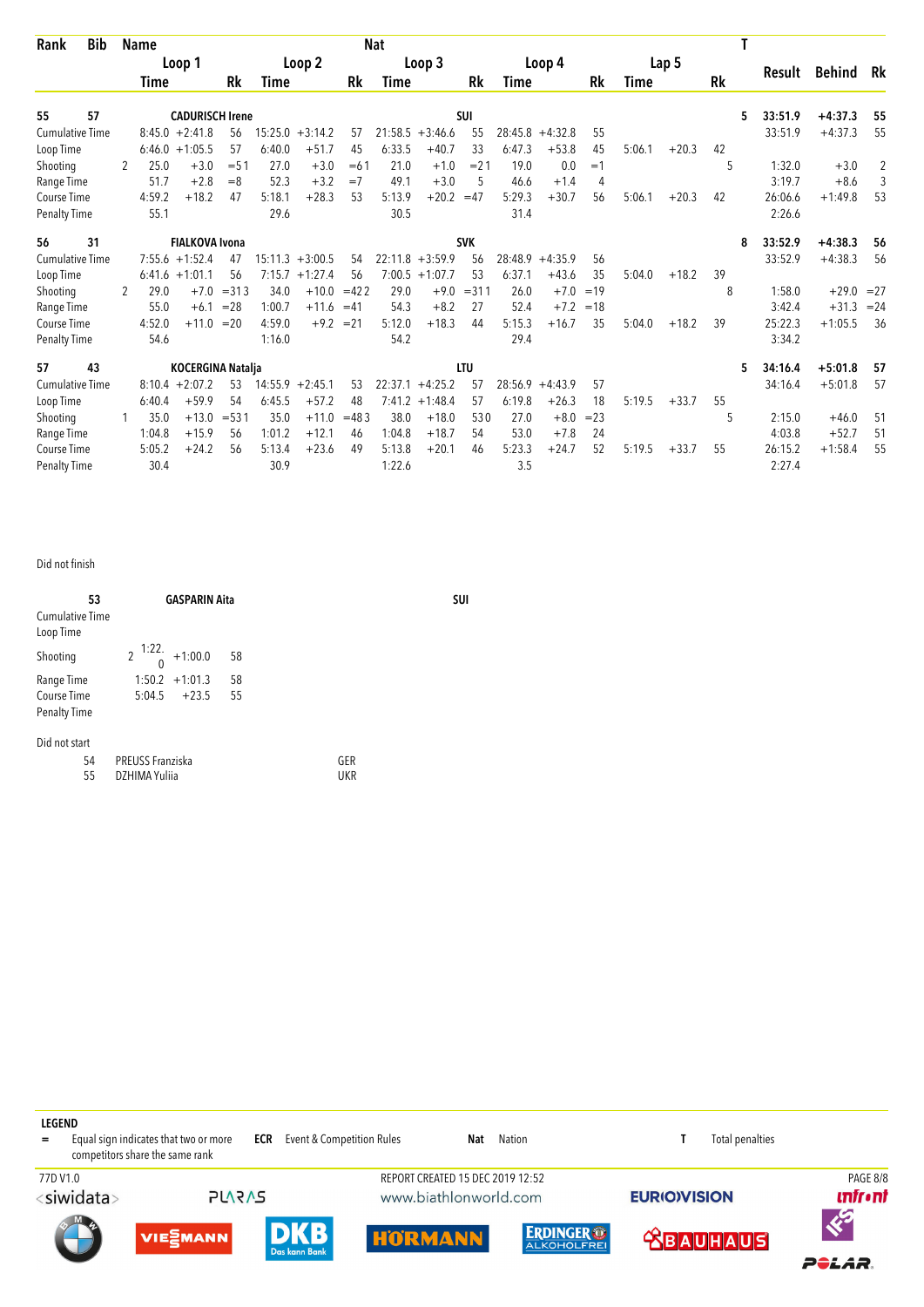| Rank | Bib | Name | | Loop 1 Time | | Rk | Loop 2 Time | | Rk | Nat Loop 3 Time | | Rk | Loop 4 Time | | Rk | Lap 5 Time | | Rk | T | Result | Behind | Rk |
|---|---|---|---|---|---|---|---|---|---|---|---|---|---|---|---|---|---|---|---|---|---|---|
| 55 | 57 | CADURISCH Irene | | | | | | | | SUI | | | | | | | | | 5 | 33:51.9 | +4:37.3 | 55 |
| Cumulative Time | | | | 8:45.0 | +2:41.8 | 56 | 15:25.0 | +3:14.2 | 57 | 21:58.5 | +3:46.6 | 55 | 28:45.8 | +4:32.8 | 55 | | | | | 33:51.9 | +4:37.3 | 55 |
| Loop Time | | | | 6:46.0 | +1:05.5 | 57 | 6:40.0 | +51.7 | 45 | 6:33.5 | +40.7 | 33 | 6:47.3 | +53.8 | 45 | 5:06.1 | +20.3 | 42 | | | | |
| Shooting | | | 2 | 25.0 | +3.0 | =51 | 27.0 | +3.0 | =61 | 21.0 | +1.0 | =21 | 19.0 | 0.0 | =1 | | | | 5 | 1:32.0 | +3.0 | 2 |
| Range Time | | | | 51.7 | +2.8 | =8 | 52.3 | +3.2 | =7 | 49.1 | +3.0 | 5 | 46.6 | +1.4 | 4 | | | | | 3:19.7 | +8.6 | 3 |
| Course Time | | | | 4:59.2 | +18.2 | 47 | 5:18.1 | +28.3 | 53 | 5:13.9 | +20.2 | =47 | 5:29.3 | +30.7 | 56 | 5:06.1 | +20.3 | 42 | | 26:06.6 | +1:49.8 | 53 |
| Penalty Time | | | | 55.1 | | | 29.6 | | | 30.5 | | | 31.4 | | | | | | | 2:26.6 | | |
| 56 | 31 | FIALKOVA Ivona | | | | | | | | SVK | | | | | | | | | 8 | 33:52.9 | +4:38.3 | 56 |
| Cumulative Time | | | | 7:55.6 | +1:52.4 | 47 | 15:11.3 | +3:00.5 | 54 | 22:11.8 | +3:59.9 | 56 | 28:48.9 | +4:35.9 | 56 | | | | | 33:52.9 | +4:38.3 | 56 |
| Loop Time | | | | 6:41.6 | +1:01.1 | 56 | 7:15.7 | +1:27.4 | 56 | 7:00.5 | +1:07.7 | 53 | 6:37.1 | +43.6 | 35 | 5:04.0 | +18.2 | 39 | | | | |
| Shooting | | | 2 | 29.0 | +7.0 | =313 | 34.0 | +10.0 | =422 | 29.0 | +9.0 | =311 | 26.0 | +7.0 | =19 | | | | 8 | 1:58.0 | +29.0 | =27 |
| Range Time | | | | 55.0 | +6.1 | =28 | 1:00.7 | +11.6 | =41 | 54.3 | +8.2 | 27 | 52.4 | +7.2 | =18 | | | | | 3:42.4 | +31.3 | =24 |
| Course Time | | | | 4:52.0 | +11.0 | =20 | 4:59.0 | +9.2 | =21 | 5:12.0 | +18.3 | 44 | 5:15.3 | +16.7 | 35 | 5:04.0 | +18.2 | 39 | | 25:22.3 | +1:05.5 | 36 |
| Penalty Time | | | | 54.6 | | | 1:16.0 | | | 54.2 | | | 29.4 | | | | | | | 3:34.2 | | |
| 57 | 43 | KOCERGINA Natalja | | | | | | | | LTU | | | | | | | | | 5 | 34:16.4 | +5:01.8 | 57 |
| Cumulative Time | | | | 8:10.4 | +2:07.2 | 53 | 14:55.9 | +2:45.1 | 53 | 22:37.1 | +4:25.2 | 57 | 28:56.9 | +4:43.9 | 57 | | | | | 34:16.4 | +5:01.8 | 57 |
| Loop Time | | | | 6:40.4 | +59.9 | 54 | 6:45.5 | +57.2 | 48 | 7:41.2 | +1:48.4 | 57 | 6:19.8 | +26.3 | 18 | 5:19.5 | +33.7 | 55 | | | | |
| Shooting | | | 1 | 35.0 | +13.0 | =531 | 35.0 | +11.0 | =483 | 38.0 | +18.0 | 530 | 27.0 | +8.0 | =23 | | | | 5 | 2:15.0 | +46.0 | 51 |
| Range Time | | | | 1:04.8 | +15.9 | 56 | 1:01.2 | +12.1 | 46 | 1:04.8 | +18.7 | 54 | 53.0 | +7.8 | 24 | | | | | 4:03.8 | +52.7 | 51 |
| Course Time | | | | 5:05.2 | +24.2 | 56 | 5:13.4 | +23.6 | 49 | 5:13.8 | +20.1 | 46 | 5:23.3 | +24.7 | 52 | 5:19.5 | +33.7 | 55 | | 26:15.2 | +1:58.4 | 55 |
| Penalty Time | | | | 30.4 | | | 30.9 | | | 1:22.6 | | | 3.5 | | | | | | | 2:27.4 | | |

Did not finish

| | | | | | |
|---|---|---|---|---|---|
| 53 | GASPARIN Aita | | | | SUI |
| Cumulative Time | | | | | |
| Loop Time | | | | | |
| Shooting | 2 | 1:22.0 | +1:00.0 | 58 | |
| Range Time | | 1:50.2 | +1:01.3 | 58 | |
| Course Time | | 5:04.5 | +23.5 | 55 | |
| Penalty Time | | | | | |

Did not start

| | | |
|---|---|---|
| 54 | PREUSS Franziska | GER |
| 55 | DZHIMA Yuliia | UKR |

LEGEND

= Equal sign indicates that two or more competitors share the same rank
ECR Event & Competition Rules
Nat Nation
T Total penalties

77D V1.0 REPORT CREATED 15 DEC 2019 12:52 www.biathlonworld.com